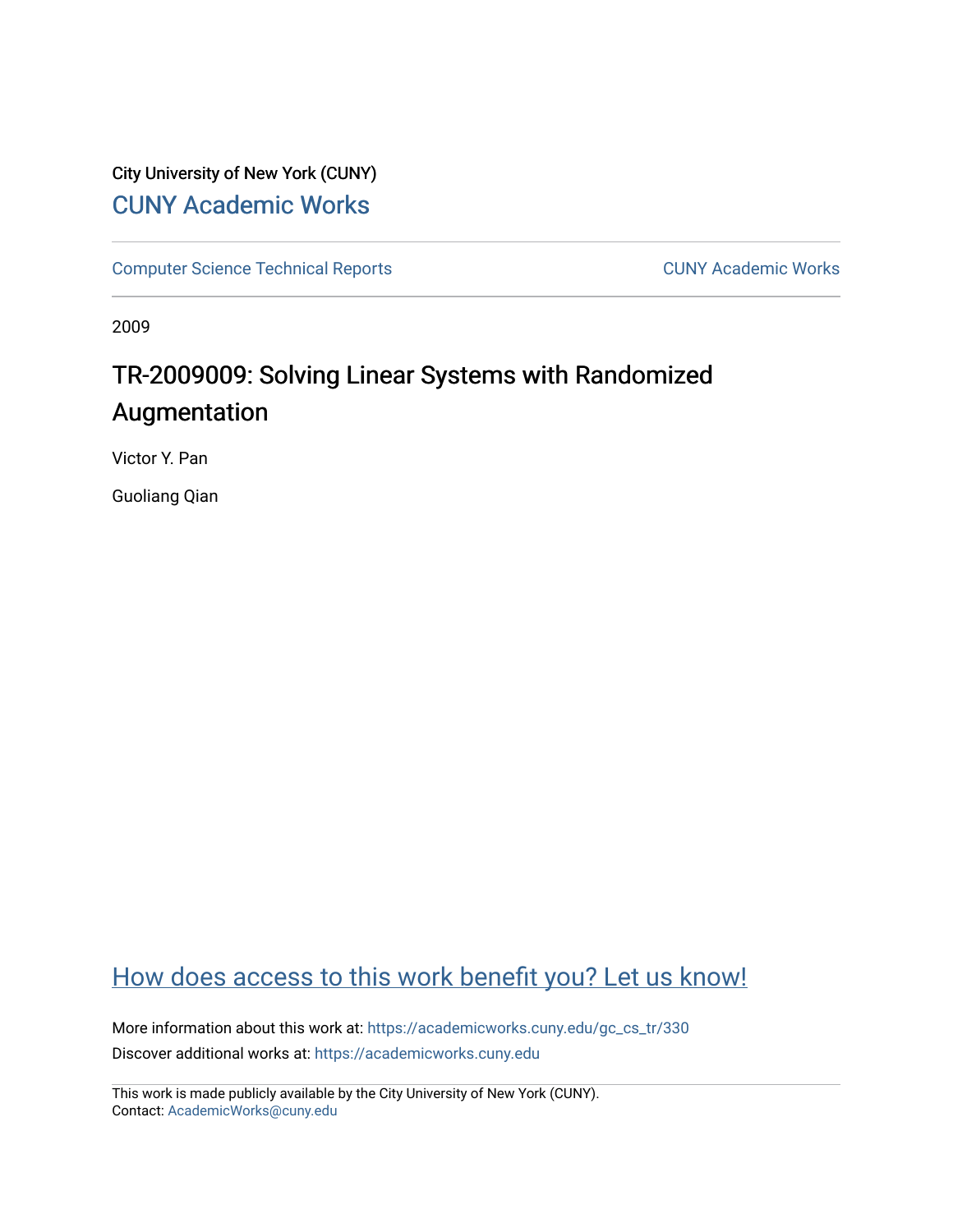City University of New York (CUNY)

# CUNY Academic Works

Computer Science Technical Reports

CUNY Academic Works

2009

## TR-2009009: Solving Linear Systems with Randomized Augmentation

Victor Y. Pan

Guoliang Qian

How does access to this work benefit you? Let us know!

More information about this work at: https://academicworks.cuny.edu/gc_cs_tr/330

Discover additional works at: https://academicworks.cuny.edu

This work is made publicly available by the City University of New York (CUNY).
Contact: AcademicWorks@cuny.edu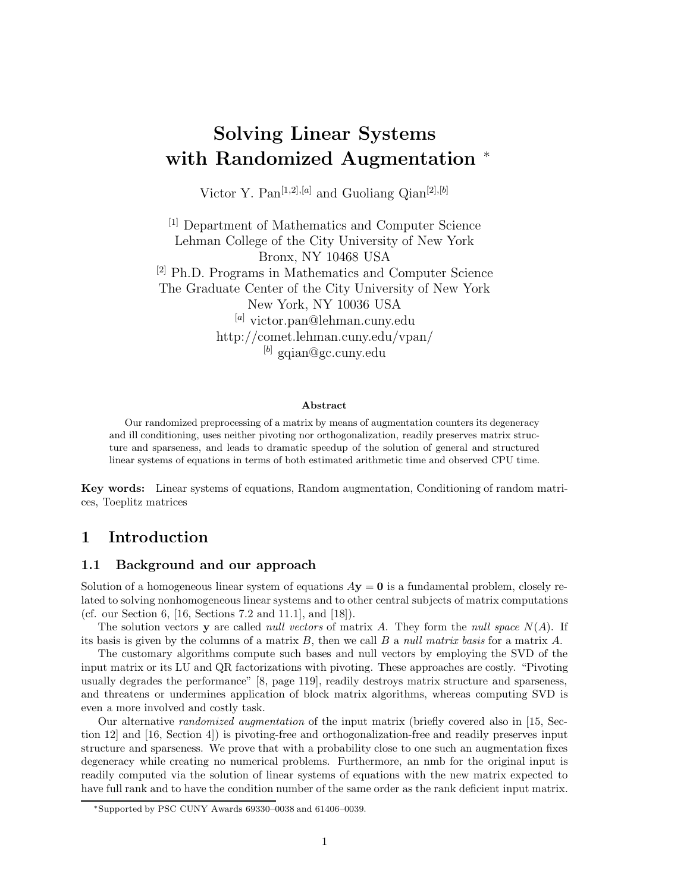# Solving Linear Systems with Randomized Augmentation *

Victor Y. Pan[1,2],[a] and Guoliang Qian[2],[b]

[1] Department of Mathematics and Computer Science
Lehman College of the City University of New York
Bronx, NY 10468 USA
[2] Ph.D. Programs in Mathematics and Computer Science
The Graduate Center of the City University of New York
New York, NY 10036 USA
[a] victor.pan@lehman.cuny.edu
http://comet.lehman.cuny.edu/vpan/
[b] gqian@gc.cuny.edu

**Abstract**

Our randomized preprocessing of a matrix by means of augmentation counters its degeneracy and ill conditioning, uses neither pivoting nor orthogonalization, readily preserves matrix structure and sparseness, and leads to dramatic speedup of the solution of general and structured linear systems of equations in terms of both estimated arithmetic time and observed CPU time.

**Key words:** Linear systems of equations, Random augmentation, Conditioning of random matrices, Toeplitz matrices

## 1 Introduction

### 1.1 Background and our approach

Solution of a homogeneous linear system of equations $A\mathbf{y} = \mathbf{0}$ is a fundamental problem, closely related to solving nonhomogeneous linear systems and to other central subjects of matrix computations (cf. our Section 6, [16, Sections 7.2 and 11.1], and [18]).

The solution vectors $\mathbf{y}$ are called *null vectors* of matrix $A$. They form the *null space* $N(A)$. If its basis is given by the columns of a matrix $B$, then we call $B$ a *null matrix basis* for a matrix $A$.

The customary algorithms compute such bases and null vectors by employing the SVD of the input matrix or its LU and QR factorizations with pivoting. These approaches are costly. "Pivoting usually degrades the performance" [8, page 119], readily destroys matrix structure and sparseness, and threatens or undermines application of block matrix algorithms, whereas computing SVD is even a more involved and costly task.

Our alternative *randomized augmentation* of the input matrix (briefly covered also in [15, Section 12] and [16, Section 4]) is pivoting-free and orthogonalization-free and readily preserves input structure and sparseness. We prove that with a probability close to one such an augmentation fixes degeneracy while creating no numerical problems. Furthermore, an nmb for the original input is readily computed via the solution of linear systems of equations with the new matrix expected to have full rank and to have the condition number of the same order as the rank deficient input matrix.

*Supported by PSC CUNY Awards 69330–0038 and 61406–0039.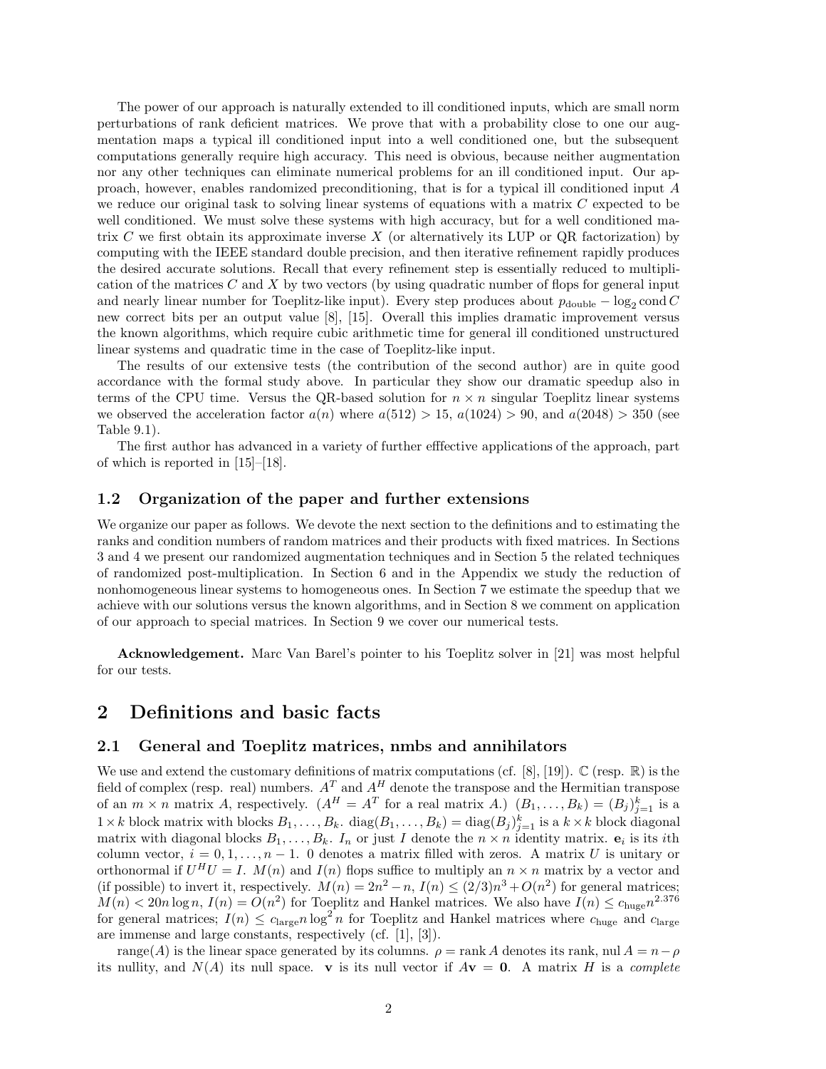The power of our approach is naturally extended to ill conditioned inputs, which are small norm perturbations of rank deficient matrices. We prove that with a probability close to one our augmentation maps a typical ill conditioned input into a well conditioned one, but the subsequent computations generally require high accuracy. This need is obvious, because neither augmentation nor any other techniques can eliminate numerical problems for an ill conditioned input. Our approach, however, enables randomized preconditioning, that is for a typical ill conditioned input $A$ we reduce our original task to solving linear systems of equations with a matrix $C$ expected to be well conditioned. We must solve these systems with high accuracy, but for a well conditioned matrix $C$ we first obtain its approximate inverse $X$ (or alternatively its LUP or QR factorization) by computing with the IEEE standard double precision, and then iterative refinement rapidly produces the desired accurate solutions. Recall that every refinement step is essentially reduced to multiplication of the matrices $C$ and $X$ by two vectors (by using quadratic number of flops for general input and nearly linear number for Toeplitz-like input). Every step produces about $p_{\text{double}} - \log_2 \text{cond}\, C$ new correct bits per an output value [8], [15]. Overall this implies dramatic improvement versus the known algorithms, which require cubic arithmetic time for general ill conditioned unstructured linear systems and quadratic time in the case of Toeplitz-like input.

The results of our extensive tests (the contribution of the second author) are in quite good accordance with the formal study above. In particular they show our dramatic speedup also in terms of the CPU time. Versus the QR-based solution for $n \times n$ singular Toeplitz linear systems we observed the acceleration factor $a(n)$ where $a(512) > 15$, $a(1024) > 90$, and $a(2048) > 350$ (see Table 9.1).

The first author has advanced in a variety of further efffective applications of the approach, part of which is reported in [15]–[18].

### 1.2 Organization of the paper and further extensions

We organize our paper as follows. We devote the next section to the definitions and to estimating the ranks and condition numbers of random matrices and their products with fixed matrices. In Sections 3 and 4 we present our randomized augmentation techniques and in Section 5 the related techniques of randomized post-multiplication. In Section 6 and in the Appendix we study the reduction of nonhomogeneous linear systems to homogeneous ones. In Section 7 we estimate the speedup that we achieve with our solutions versus the known algorithms, and in Section 8 we comment on application of our approach to special matrices. In Section 9 we cover our numerical tests.

**Acknowledgement.** Marc Van Barel's pointer to his Toeplitz solver in [21] was most helpful for our tests.

## 2 Definitions and basic facts

### 2.1 General and Toeplitz matrices, nmbs and annihilators

We use and extend the customary definitions of matrix computations (cf. [8], [19]). $\mathbb{C}$ (resp. $\mathbb{R}$) is the field of complex (resp. real) numbers. $A^T$ and $A^H$ denote the transpose and the Hermitian transpose of an $m \times n$ matrix $A$, respectively. ($A^H = A^T$ for a real matrix $A$.) $(B_1, \dots, B_k) = (B_j)_{j=1}^k$ is a $1 \times k$ block matrix with blocks $B_1, \dots, B_k$. $\text{diag}(B_1, \dots, B_k) = \text{diag}(B_j)_{j=1}^k$ is a $k \times k$ block diagonal matrix with diagonal blocks $B_1, \dots, B_k$. $I_n$ or just $I$ denote the $n \times n$ identity matrix. $\mathbf{e}_i$ is its $i$th column vector, $i = 0, 1, \dots, n-1$. $0$ denotes a matrix filled with zeros. A matrix $U$ is unitary or orthonormal if $U^H U = I$. $M(n)$ and $I(n)$ flops suffice to multiply an $n \times n$ matrix by a vector and (if possible) to invert it, respectively. $M(n) = 2n^2 - n$, $I(n) \leq (2/3)n^3 + O(n^2)$ for general matrices; $M(n) < 20n \log n$, $I(n) = O(n^2)$ for Toeplitz and Hankel matrices. We also have $I(n) \leq c_{\text{huge}} n^{2.376}$ for general matrices; $I(n) \leq c_{\text{large}} n \log^2 n$ for Toeplitz and Hankel matrices where $c_{\text{huge}}$ and $c_{\text{large}}$ are immense and large constants, respectively (cf. [1], [3]).

range($A$) is the linear space generated by its columns. $\rho = \text{rank}\, A$ denotes its rank, $\text{nul}\, A = n - \rho$ its nullity, and $N(A)$ its null space. $\mathbf{v}$ is its null vector if $A\mathbf{v} = \mathbf{0}$. A matrix $H$ is a *complete*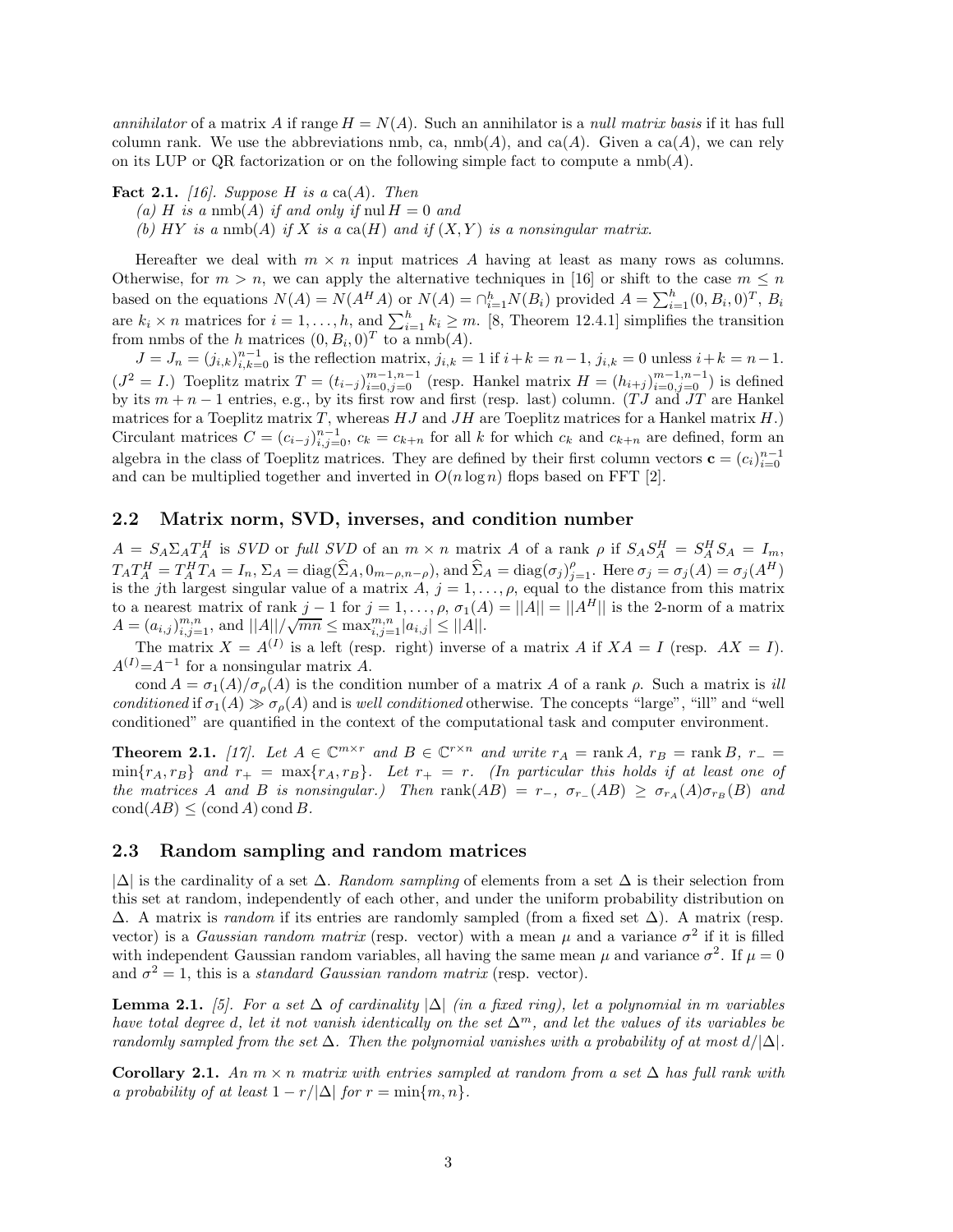*annihilator* of a matrix $A$ if range $H = N(A)$. Such an annihilator is a *null matrix basis* if it has full column rank. We use the abbreviations nmb, ca, nmb($A$), and ca($A$). Given a ca($A$), we can rely on its LUP or QR factorization or on the following simple fact to compute a nmb($A$).

**Fact 2.1.** *[16]. Suppose $H$ is a* ca($A$). *Then*

*(a) $H$ is a* nmb($A$) *if and only if* nul $H = 0$ *and*

*(b) $HY$ is a* nmb($A$) *if $X$ is a* ca($H$) *and if $(X, Y)$ is a nonsingular matrix.*

Hereafter we deal with $m \times n$ input matrices $A$ having at least as many rows as columns. Otherwise, for $m > n$, we can apply the alternative techniques in [16] or shift to the case $m \leq n$ based on the equations $N(A) = N(A^H A)$ or $N(A) = \cap_{i=1}^{h} N(B_i)$ provided $A = \sum_{i=1}^{h}(0, B_i, 0)^T$, $B_i$ are $k_i \times n$ matrices for $i = 1, \ldots, h$, and $\sum_{i=1}^{h} k_i \geq m$. [8, Theorem 12.4.1] simplifies the transition from nmbs of the $h$ matrices $(0, B_i, 0)^T$ to a nmb($A$).

$J = J_n = (j_{i,k})_{i,k=0}^{n-1}$ is the reflection matrix, $j_{i,k} = 1$ if $i+k = n-1$, $j_{i,k} = 0$ unless $i+k = n-1$. ($J^2 = I$.) Toeplitz matrix $T = (t_{i-j})_{i=0,j=0}^{m-1,n-1}$ (resp. Hankel matrix $H = (h_{i+j})_{i=0,j=0}^{m-1,n-1}$) is defined by its $m + n - 1$ entries, e.g., by its first row and first (resp. last) column. ($TJ$ and $JT$ are Hankel matrices for a Toeplitz matrix $T$, whereas $HJ$ and $JH$ are Toeplitz matrices for a Hankel matrix $H$.) Circulant matrices $C = (c_{i-j})_{i,j=0}^{n-1}$, $c_k = c_{k+n}$ for all $k$ for which $c_k$ and $c_{k+n}$ are defined, form an algebra in the class of Toeplitz matrices. They are defined by their first column vectors $\mathbf{c} = (c_i)_{i=0}^{n-1}$ and can be multiplied together and inverted in $O(n \log n)$ flops based on FFT [2].

## 2.2 Matrix norm, SVD, inverses, and condition number

$A = S_A \Sigma_A T_A^H$ is *SVD* or *full SVD* of an $m \times n$ matrix $A$ of a rank $\rho$ if $S_A S_A^H = S_A^H S_A = I_m$, $T_A T_A^H = T_A^H T_A = I_n$, $\Sigma_A = \text{diag}(\widehat{\Sigma}_A, 0_{m-\rho,n-\rho})$, and $\widehat{\Sigma}_A = \text{diag}(\sigma_j)_{j=1}^{\rho}$. Here $\sigma_j = \sigma_j(A) = \sigma_j(A^H)$ is the $j$th largest singular value of a matrix $A$, $j = 1, \ldots, \rho$, equal to the distance from this matrix to a nearest matrix of rank $j-1$ for $j = 1, \ldots, \rho$, $\sigma_1(A) = ||A|| = ||A^H||$ is the 2-norm of a matrix $A = (a_{i,j})_{i,j=1}^{m,n}$, and $||A||/\sqrt{mn} \leq \max_{i,j=1}^{m,n} |a_{i,j}| \leq ||A||$.

The matrix $X = A^{(I)}$ is a left (resp. right) inverse of a matrix $A$ if $XA = I$ (resp. $AX = I$). $A^{(I)} = A^{-1}$ for a nonsingular matrix $A$.

cond $A = \sigma_1(A)/\sigma_\rho(A)$ is the condition number of a matrix $A$ of a rank $\rho$. Such a matrix is *ill conditioned* if $\sigma_1(A) \gg \sigma_\rho(A)$ and is *well conditioned* otherwise. The concepts "large", "ill" and "well conditioned" are quantified in the context of the computational task and computer environment.

**Theorem 2.1.** *[17]. Let $A \in \mathbb{C}^{m \times r}$ and $B \in \mathbb{C}^{r \times n}$ and write $r_A = \text{rank}\, A$, $r_B = \text{rank}\, B$, $r_- = \min\{r_A, r_B\}$ and $r_+ = \max\{r_A, r_B\}$. Let $r_+ = r$. (In particular this holds if at least one of the matrices $A$ and $B$ is nonsingular.) Then $\text{rank}(AB) = r_-$, $\sigma_{r_-}(AB) \geq \sigma_{r_A}(A)\sigma_{r_B}(B)$ and $\text{cond}(AB) \leq (\text{cond}\, A)\, \text{cond}\, B$.*

## 2.3 Random sampling and random matrices

$|\Delta|$ is the cardinality of a set $\Delta$. *Random sampling* of elements from a set $\Delta$ is their selection from this set at random, independently of each other, and under the uniform probability distribution on $\Delta$. A matrix is *random* if its entries are randomly sampled (from a fixed set $\Delta$). A matrix (resp. vector) is a *Gaussian random matrix* (resp. vector) with a mean $\mu$ and a variance $\sigma^2$ if it is filled with independent Gaussian random variables, all having the same mean $\mu$ and variance $\sigma^2$. If $\mu = 0$ and $\sigma^2 = 1$, this is a *standard Gaussian random matrix* (resp. vector).

**Lemma 2.1.** *[5]. For a set $\Delta$ of cardinality $|\Delta|$ (in a fixed ring), let a polynomial in $m$ variables have total degree $d$, let it not vanish identically on the set $\Delta^m$, and let the values of its variables be randomly sampled from the set $\Delta$. Then the polynomial vanishes with a probability of at most $d/|\Delta|$.*

**Corollary 2.1.** *An $m \times n$ matrix with entries sampled at random from a set $\Delta$ has full rank with a probability of at least $1 - r/|\Delta|$ for $r = \min\{m, n\}$.*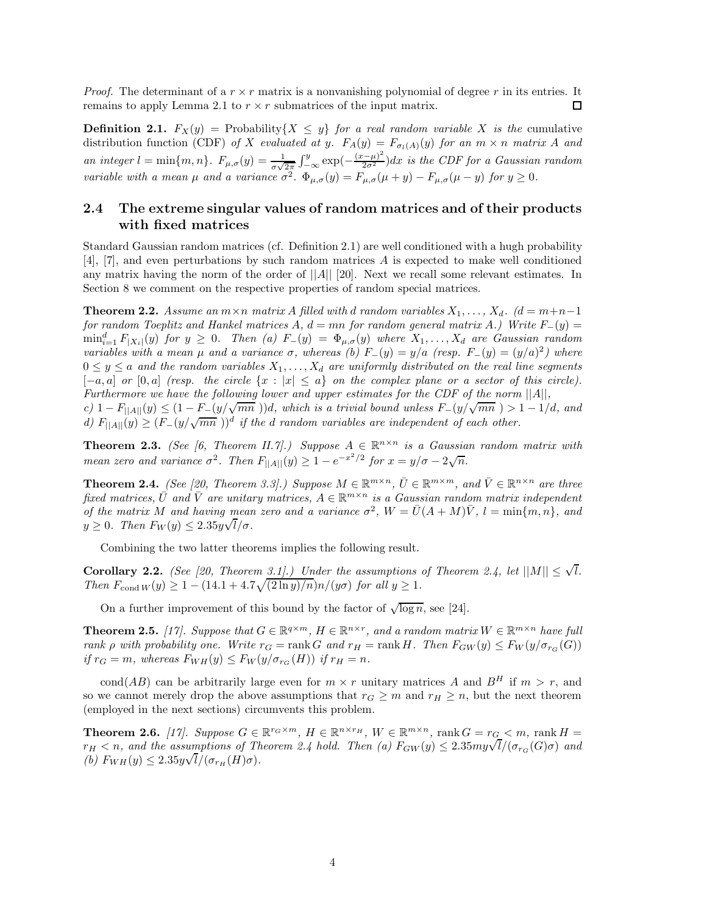*Proof.* The determinant of a $r \times r$ matrix is a nonvanishing polynomial of degree $r$ in its entries. It remains to apply Lemma 2.1 to $r \times r$ submatrices of the input matrix. □

**Definition 2.1.** *$F_X(y) = \text{Probability}\{X \leq y\}$ for a real random variable $X$ is the* cumulative distribution function (CDF) *of $X$ evaluated at $y$. $F_A(y) = F_{\sigma_l(A)}(y)$ for an $m \times n$ matrix $A$ and an integer $l = \min\{m, n\}$. $F_{\mu,\sigma}(y) = \frac{1}{\sigma\sqrt{2\pi}} \int_{-\infty}^{y} \exp(-\frac{(x-\mu)^2}{2\sigma^2})dx$ is the CDF for a Gaussian random variable with a mean $\mu$ and a variance $\sigma^2$. $\Phi_{\mu,\sigma}(y) = F_{\mu,\sigma}(\mu + y) - F_{\mu,\sigma}(\mu - y)$ for $y \geq 0$.*

## 2.4 The extreme singular values of random matrices and of their products with fixed matrices

Standard Gaussian random matrices (cf. Definition 2.1) are well conditioned with a hugh probability [4], [7], and even perturbations by such random matrices $A$ is expected to make well conditioned any matrix having the norm of the order of $||A||$ [20]. Next we recall some relevant estimates. In Section 8 we comment on the respective properties of random special matrices.

**Theorem 2.2.** *Assume an $m \times n$ matrix $A$ filled with $d$ random variables $X_1, \ldots, X_d$. ($d = m+n-1$ for random Toeplitz and Hankel matrices $A$, $d = mn$ for random general matrix $A$.) Write $F_-(y) = \min_{i=1}^{d} F_{|X_i|}(y)$ for $y \geq 0$. Then (a) $F_-(y) = \Phi_{\mu,\sigma}(y)$ where $X_1, \ldots, X_d$ are Gaussian random variables with a mean $\mu$ and a variance $\sigma$, whereas (b) $F_-(y) = y/a$ (resp. $F_-(y) = (y/a)^2$) where $0 \leq y \leq a$ and the random variables $X_1, \ldots, X_d$ are uniformly distributed on the real line segments $[-a, a]$ or $[0, a]$ (resp. the circle $\{x : |x| \leq a\}$ on the complex plane or a sector of this circle). Furthermore we have the following lower and upper estimates for the CDF of the norm $||A||$,*
*c) $1 - F_{||A||}(y) \leq (1 - F_-(y/\sqrt{mn}\,))d$, which is a trivial bound unless $F_-(y/\sqrt{mn}\,) > 1 - 1/d$, and*
*d) $F_{||A||}(y) \geq (F_-(y/\sqrt{mn}\,))^d$ if the $d$ random variables are independent of each other.*

**Theorem 2.3.** *(See [6, Theorem II.7].) Suppose $A \in \mathbb{R}^{n \times n}$ is a Gaussian random matrix with mean zero and variance $\sigma^2$. Then $F_{||A||}(y) \geq 1 - e^{-x^2/2}$ for $x = y/\sigma - 2\sqrt{n}$.*

**Theorem 2.4.** *(See [20, Theorem 3.3].) Suppose $M \in \mathbb{R}^{m \times n}$, $\bar{U} \in \mathbb{R}^{m \times m}$, and $\bar{V} \in \mathbb{R}^{n \times n}$ are three fixed matrices, $\bar{U}$ and $\bar{V}$ are unitary matrices, $A \in \mathbb{R}^{m \times n}$ is a Gaussian random matrix independent of the matrix $M$ and having mean zero and a variance $\sigma^2$, $W = \bar{U}(A + M)\bar{V}$, $l = \min\{m, n\}$, and $y \geq 0$. Then $F_W(y) \leq 2.35y\sqrt{l}/\sigma$.*

Combining the two latter theorems implies the following result.

**Corollary 2.2.** *(See [20, Theorem 3.1].) Under the assumptions of Theorem 2.4, let $||M|| \leq \sqrt{l}$. Then $F_{\text{cond}\, W}(y) \geq 1 - (14.1 + 4.7\sqrt{(2\ln y)/n})n/(y\sigma)$ for all $y \geq 1$.*

On a further improvement of this bound by the factor of $\sqrt{\log n}$, see [24].

**Theorem 2.5.** *[17]. Suppose that $G \in \mathbb{R}^{q \times m}$, $H \in \mathbb{R}^{n \times r}$, and a random matrix $W \in \mathbb{R}^{m \times n}$ have full rank $\rho$ with probability one. Write $r_G = \text{rank}\, G$ and $r_H = \text{rank}\, H$. Then $F_{GW}(y) \leq F_W(y/\sigma_{r_G}(G))$ if $r_G = m$, whereas $F_{WH}(y) \leq F_W(y/\sigma_{r_G}(H))$ if $r_H = n$.*

$\text{cond}(AB)$ can be arbitrarily large even for $m \times r$ unitary matrices $A$ and $B^H$ if $m > r$, and so we cannot merely drop the above assumptions that $r_G \geq m$ and $r_H \geq n$, but the next theorem (employed in the next sections) circumvents this problem.

**Theorem 2.6.** *[17]. Suppose $G \in \mathbb{R}^{r_G \times m}$, $H \in \mathbb{R}^{n \times r_H}$, $W \in \mathbb{R}^{m \times n}$, $\text{rank}\, G = r_G < m$, $\text{rank}\, H = r_H < n$, and the assumptions of Theorem 2.4 hold. Then (a) $F_{GW}(y) \leq 2.35my\sqrt{l}/(\sigma_{r_G}(G)\sigma)$ and (b) $F_{WH}(y) \leq 2.35y\sqrt{l}/(\sigma_{r_H}(H)\sigma)$.*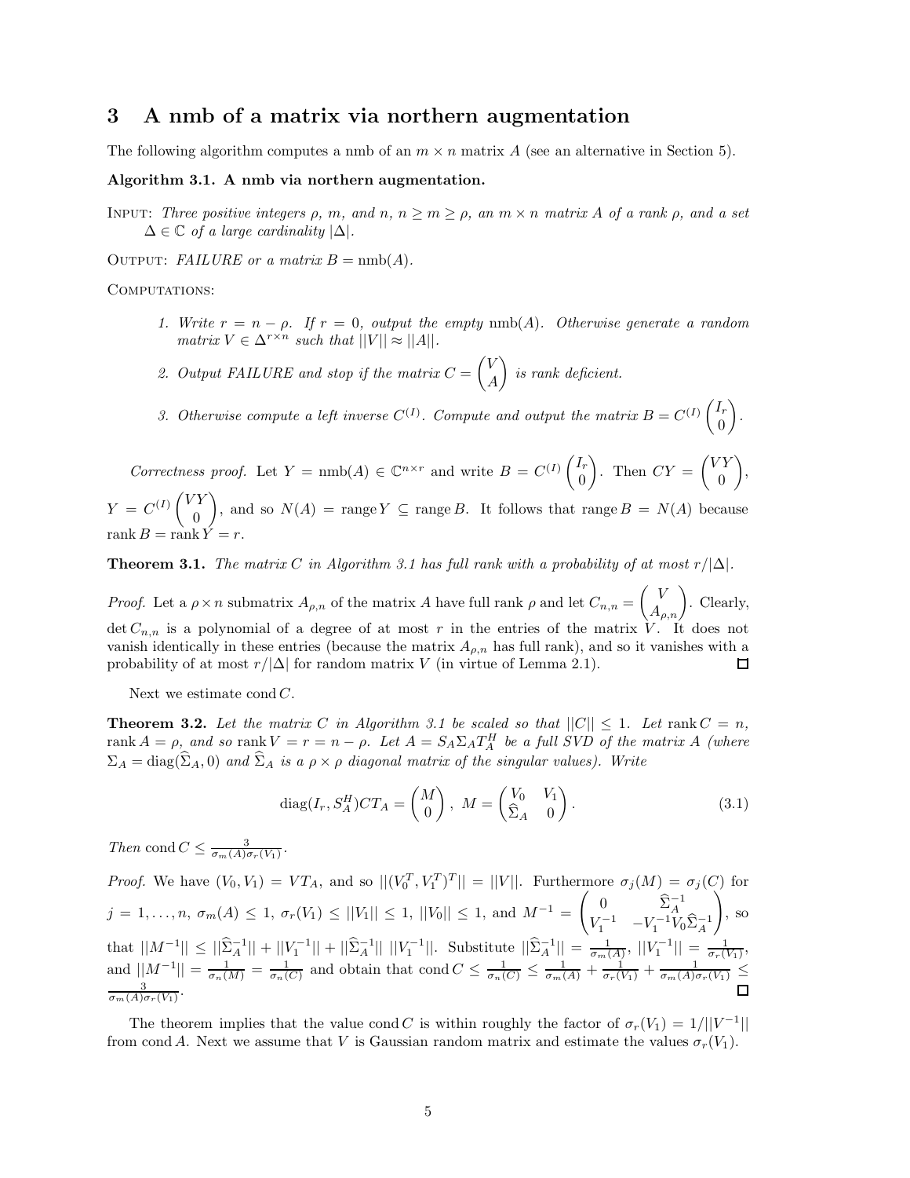# 3 A nmb of a matrix via northern augmentation

The following algorithm computes a nmb of an $m \times n$ matrix $A$ (see an alternative in Section 5).

**Algorithm 3.1. A nmb via northern augmentation.**

INPUT: *Three positive integers $\rho$, $m$, and $n$, $n \geq m \geq \rho$, an $m \times n$ matrix $A$ of a rank $\rho$, and a set $\Delta \in \mathbb{C}$ of a large cardinality $|\Delta|$.*

OUTPUT: *FAILURE or a matrix $B = \text{nmb}(A)$.*

COMPUTATIONS:

1. *Write $r = n - \rho$. If $r = 0$, output the empty $\text{nmb}(A)$. Otherwise generate a random matrix $V \in \Delta^{r \times n}$ such that $||V|| \approx ||A||$.*
2. *Output FAILURE and stop if the matrix $C = \begin{pmatrix} V \\ A \end{pmatrix}$ is rank deficient.*
3. *Otherwise compute a left inverse $C^{(I)}$. Compute and output the matrix $B = C^{(I)} \begin{pmatrix} I_r \\ 0 \end{pmatrix}$.*

*Correctness proof.* Let $Y = \text{nmb}(A) \in \mathbb{C}^{n \times r}$ and write $B = C^{(I)} \begin{pmatrix} I_r \\ 0 \end{pmatrix}$. Then $CY = \begin{pmatrix} VY \\ 0 \end{pmatrix}$, $Y = C^{(I)} \begin{pmatrix} VY \\ 0 \end{pmatrix}$, and so $N(A) = \text{range}\, Y \subseteq \text{range}\, B$. It follows that $\text{range}\, B = N(A)$ because $\text{rank}\, B = \text{rank}\, Y = r$.

**Theorem 3.1.** *The matrix $C$ in Algorithm 3.1 has full rank with a probability of at most $r/|\Delta|$.*

*Proof.* Let a $\rho \times n$ submatrix $A_{\rho,n}$ of the matrix $A$ have full rank $\rho$ and let $C_{n,n} = \begin{pmatrix} V \\ A_{\rho,n} \end{pmatrix}$. Clearly, $\det C_{n,n}$ is a polynomial of a degree of at most $r$ in the entries of the matrix $V$. It does not vanish identically in these entries (because the matrix $A_{\rho,n}$ has full rank), and so it vanishes with a probability of at most $r/|\Delta|$ for random matrix $V$ (in virtue of Lemma 2.1). $\square$

Next we estimate $\text{cond}\, C$.

**Theorem 3.2.** *Let the matrix $C$ in Algorithm 3.1 be scaled so that $||C|| \leq 1$. Let $\text{rank}\, C = n$, $\text{rank}\, A = \rho$, and so $\text{rank}\, V = r = n - \rho$. Let $A = S_A \Sigma_A T_A^H$ be a full SVD of the matrix $A$ (where $\Sigma_A = \text{diag}(\widehat{\Sigma}_A, 0)$ and $\widehat{\Sigma}_A$ is a $\rho \times \rho$ diagonal matrix of the singular values). Write*

$$\text{diag}(I_r, S_A^H) C T_A = \begin{pmatrix} M \\ 0 \end{pmatrix}, \ M = \begin{pmatrix} V_0 & V_1 \\ \widehat{\Sigma}_A & 0 \end{pmatrix}. \tag{3.1}$$

*Then $\text{cond}\, C \leq \frac{3}{\sigma_m(A)\sigma_r(V_1)}$.*

*Proof.* We have $(V_0, V_1) = V T_A$, and so $||(V_0^T, V_1^T)^T|| = ||V||$. Furthermore $\sigma_j(M) = \sigma_j(C)$ for $j = 1, \ldots, n$, $\sigma_m(A) \leq 1$, $\sigma_r(V_1) \leq ||V_1|| \leq 1$, $||V_0|| \leq 1$, and $M^{-1} = \begin{pmatrix} 0 & \widehat{\Sigma}_A^{-1} \\ V_1^{-1} & -V_1^{-1} V_0 \widehat{\Sigma}_A^{-1} \end{pmatrix}$, so that $||M^{-1}|| \leq ||\widehat{\Sigma}_A^{-1}|| + ||V_1^{-1}|| + ||\widehat{\Sigma}_A^{-1}||\ ||V_1^{-1}||$. Substitute $||\widehat{\Sigma}_A^{-1}|| = \frac{1}{\sigma_m(A)}$, $||V_1^{-1}|| = \frac{1}{\sigma_r(V_1)}$, and $||M^{-1}|| = \frac{1}{\sigma_n(M)} = \frac{1}{\sigma_n(C)}$ and obtain that $\text{cond}\, C \leq \frac{1}{\sigma_n(C)} \leq \frac{1}{\sigma_m(A)} + \frac{1}{\sigma_r(V_1)} + \frac{1}{\sigma_m(A)\sigma_r(V_1)} \leq \frac{3}{\sigma_m(A)\sigma_r(V_1)}$. $\square$

The theorem implies that the value $\text{cond}\, C$ is within roughly the factor of $\sigma_r(V_1) = 1/||V^{-1}||$ from $\text{cond}\, A$. Next we assume that $V$ is Gaussian random matrix and estimate the values $\sigma_r(V_1)$.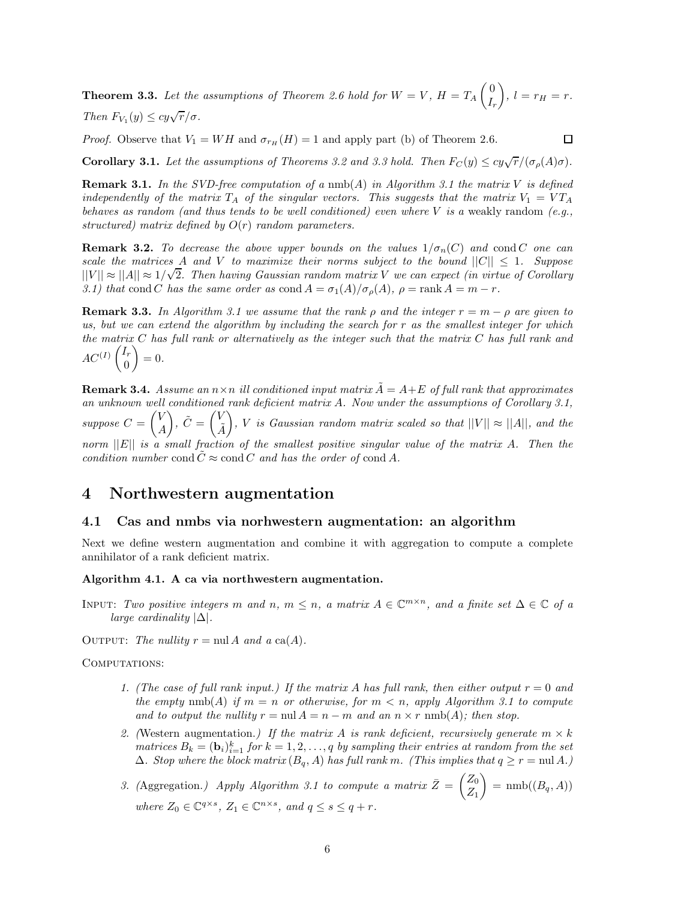**Theorem 3.3.** *Let the assumptions of Theorem 2.6 hold for $W = V$, $H = T_A \begin{pmatrix} 0 \\ I_r \end{pmatrix}$, $l = r_H = r$. Then $F_{V_1}(y) \leq cy\sqrt{r}/\sigma$.*

*Proof.* Observe that $V_1 = WH$ and $\sigma_{r_H}(H) = 1$ and apply part (b) of Theorem 2.6. $\square$

**Corollary 3.1.** *Let the assumptions of Theorems 3.2 and 3.3 hold. Then $F_C(y) \leq cy\sqrt{r}/(\sigma_\rho(A)\sigma)$.*

**Remark 3.1.** *In the SVD-free computation of a $\text{nmb}(A)$ in Algorithm 3.1 the matrix $V$ is defined independently of the matrix $T_A$ of the singular vectors. This suggests that the matrix $V_1 = VT_A$ behaves as random (and thus tends to be well conditioned) even where $V$ is a* weakly random *(e.g., structured) matrix defined by $O(r)$ random parameters.*

**Remark 3.2.** *To decrease the above upper bounds on the values $1/\sigma_n(C)$ and $\text{cond}\, C$ one can scale the matrices $A$ and $V$ to maximize their norms subject to the bound $||C|| \leq 1$. Suppose $||V|| \approx ||A|| \approx 1/\sqrt{2}$. Then having Gaussian random matrix $V$ we can expect (in virtue of Corollary 3.1) that $\text{cond}\, C$ has the same order as $\text{cond}\, A = \sigma_1(A)/\sigma_\rho(A)$, $\rho = \text{rank}\, A = m - r$.*

**Remark 3.3.** *In Algorithm 3.1 we assume that the rank $\rho$ and the integer $r = m - \rho$ are given to us, but we can extend the algorithm by including the search for $r$ as the smallest integer for which the matrix $C$ has full rank or alternatively as the integer such that the matrix $C$ has full rank and $AC^{(I)} \begin{pmatrix} I_r \\ 0 \end{pmatrix} = 0$.*

**Remark 3.4.** *Assume an $n \times n$ ill conditioned input matrix $\tilde{A} = A + E$ of full rank that approximates an unknown well conditioned rank deficient matrix $A$. Now under the assumptions of Corollary 3.1, suppose $C = \begin{pmatrix} V \\ A \end{pmatrix}$, $\tilde{C} = \begin{pmatrix} V \\ \tilde{A} \end{pmatrix}$, $V$ is Gaussian random matrix scaled so that $||V|| \approx ||A||$, and the norm $||E||$ is a small fraction of the smallest positive singular value of the matrix $A$. Then the condition number $\text{cond}\, \tilde{C} \approx \text{cond}\, C$ and has the order of $\text{cond}\, A$.*

# 4 Northwestern augmentation

## 4.1 Cas and nmbs via norhwestern augmentation: an algorithm

Next we define western augmentation and combine it with aggregation to compute a complete annihilator of a rank deficient matrix.

**Algorithm 4.1. A ca via northwestern augmentation.**

INPUT: *Two positive integers $m$ and $n$, $m \leq n$, a matrix $A \in \mathbb{C}^{m \times n}$, and a finite set $\Delta \in \mathbb{C}$ of a large cardinality $|\Delta|$.*

OUTPUT: *The nullity $r = \text{nul}\, A$ and a $\text{ca}(A)$.*

COMPUTATIONS:

1. *(The case of full rank input.) If the matrix $A$ has full rank, then either output $r = 0$ and the empty $\text{nmb}(A)$ if $m = n$ or otherwise, for $m < n$, apply Algorithm 3.1 to compute and to output the nullity $r = \text{nul}\, A = n - m$ and an $n \times r$ $\text{nmb}(A)$; then stop.*
2. *(*Western augmentation.*) If the matrix $A$ is rank deficient, recursively generate $m \times k$ matrices $B_k = (\mathbf{b}_i)_{i=1}^k$ for $k = 1, 2, \ldots, q$ by sampling their entries at random from the set $\Delta$. Stop where the block matrix $(B_q, A)$ has full rank $m$. (This implies that $q \geq r = \text{nul}\, A$.)*
3. *(*Aggregation.*) Apply Algorithm 3.1 to compute a matrix $\bar{Z} = \begin{pmatrix} Z_0 \\ Z_1 \end{pmatrix} = \text{nmb}((B_q, A))$ where $Z_0 \in \mathbb{C}^{q \times s}$, $Z_1 \in \mathbb{C}^{n \times s}$, and $q \leq s \leq q + r$.*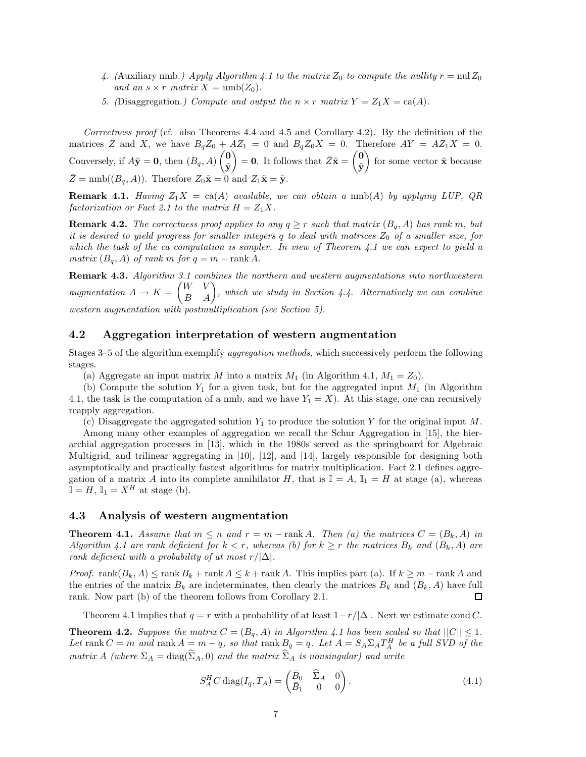4. (Auxiliary nmb.) *Apply Algorithm 4.1 to the matrix $Z_0$ to compute the nullity $r = \operatorname{nul} Z_0$ and an $s \times r$ matrix $X = \operatorname{nmb}(Z_0)$.*
5. (Disaggregation.) *Compute and output the $n \times r$ matrix $Y = Z_1 X = \operatorname{ca}(A)$.*

*Correctness proof* (cf. also Theorems 4.4 and 4.5 and Corollary 4.2). By the definition of the matrices $\bar{Z}$ and $X$, we have $B_q Z_0 + A Z_1 = 0$ and $B_q Z_0 X = 0$. Therefore $AY = AZ_1 X = 0$. Conversely, if $A\tilde{\mathbf{y}} = \mathbf{0}$, then $(B_q, A)\begin{pmatrix}\mathbf{0}\\ \tilde{\mathbf{y}}\end{pmatrix} = \mathbf{0}$. It follows that $\bar{Z}\tilde{\mathbf{x}} = \begin{pmatrix}\mathbf{0}\\ \tilde{\mathbf{y}}\end{pmatrix}$ for some vector $\tilde{\mathbf{x}}$ because $\bar{Z} = \operatorname{nmb}((B_q, A))$. Therefore $Z_0\tilde{\mathbf{x}} = 0$ and $Z_1\tilde{\mathbf{x}} = \tilde{\mathbf{y}}$.

**Remark 4.1.** *Having $Z_1 X = \operatorname{ca}(A)$ available, we can obtain a $\operatorname{nmb}(A)$ by applying LUP, QR factorization or Fact 2.1 to the matrix $H = Z_1 X$.*

**Remark 4.2.** *The correctness proof applies to any $q \geq r$ such that matrix $(B_q, A)$ has rank $m$, but it is desired to yield progress for smaller integers $q$ to deal with matrices $Z_0$ of a smaller size, for which the task of the ca computation is simpler. In view of Theorem 4.1 we can expect to yield a matrix $(B_q, A)$ of rank $m$ for $q = m - \operatorname{rank} A$.*

**Remark 4.3.** *Algorithm 3.1 combines the northern and western augmentations into northwestern augmentation $A \to K = \begin{pmatrix} W & V \\ B & A\end{pmatrix}$, which we study in Section 4.4. Alternatively we can combine western augmentation with postmultiplication (see Section 5).*

## 4.2 Aggregation interpretation of western augmentation

Stages 3–5 of the algorithm exemplify *aggregation methods*, which successively perform the following stages.

(a) Aggregate an input matrix $M$ into a matrix $M_1$ (in Algorithm 4.1, $M_1 = Z_0$).

(b) Compute the solution $Y_1$ for a given task, but for the aggregated input $M_1$ (in Algorithm 4.1, the task is the computation of a nmb, and we have $Y_1 = X$). At this stage, one can recursively reapply aggregation.

(c) Disaggregate the aggregated solution $Y_1$ to produce the solution $Y$ for the original input $M$.

Among many other examples of aggregation we recall the Schur Aggregation in [15], the hierarchial aggregation processes in [13], which in the 1980s served as the springboard for Algebraic Multigrid, and trilinear aggregating in [10], [12], and [14], largely responsible for designing both asymptotically and practically fastest algorithms for matrix multiplication. Fact 2.1 defines aggregation of a matrix $A$ into its complete annihilator $H$, that is $\mathbb{I} = A$, $\mathbb{I}_1 = H$ at stage (a), whereas $\mathbb{I} = H$, $\mathbb{I}_1 = X^H$ at stage (b).

## 4.3 Analysis of western augmentation

**Theorem 4.1.** *Assume that $m \leq n$ and $r = m - \operatorname{rank} A$. Then (a) the matrices $C = (B_k, A)$ in Algorithm 4.1 are rank deficient for $k < r$, whereas (b) for $k \geq r$ the matrices $B_k$ and $(B_k, A)$ are rank deficient with a probability of at most $r/|\Delta|$.*

*Proof.* $\operatorname{rank}(B_k, A) \leq \operatorname{rank} B_k + \operatorname{rank} A \leq k + \operatorname{rank} A$. This implies part (a). If $k \geq m - \operatorname{rank} A$ and the entries of the matrix $B_k$ are indeterminates, then clearly the matrices $B_k$ and $(B_k, A)$ have full rank. Now part (b) of the theorem follows from Corollary 2.1. $\square$

Theorem 4.1 implies that $q = r$ with a probability of at least $1 - r/|\Delta|$. Next we estimate $\operatorname{cond} C$.

**Theorem 4.2.** *Suppose the matrix $C = (B_q, A)$ in Algorithm 4.1 has been scaled so that $||C|| \leq 1$. Let $\operatorname{rank} C = m$ and $\operatorname{rank} A = m - q$, so that $\operatorname{rank} B_q = q$. Let $A = S_A \Sigma_A T_A^H$ be a full SVD of the matrix $A$ (where $\Sigma_A = \operatorname{diag}(\widehat{\Sigma}_A, 0)$ and the matrix $\widehat{\Sigma}_A$ is nonsingular) and write*

$$S_A^H C \operatorname{diag}(I_q, T_A) = \begin{pmatrix} \bar{B}_0 & \widehat{\Sigma}_A & 0 \\ \bar{B}_1 & 0 & 0 \end{pmatrix}. \tag{4.1}$$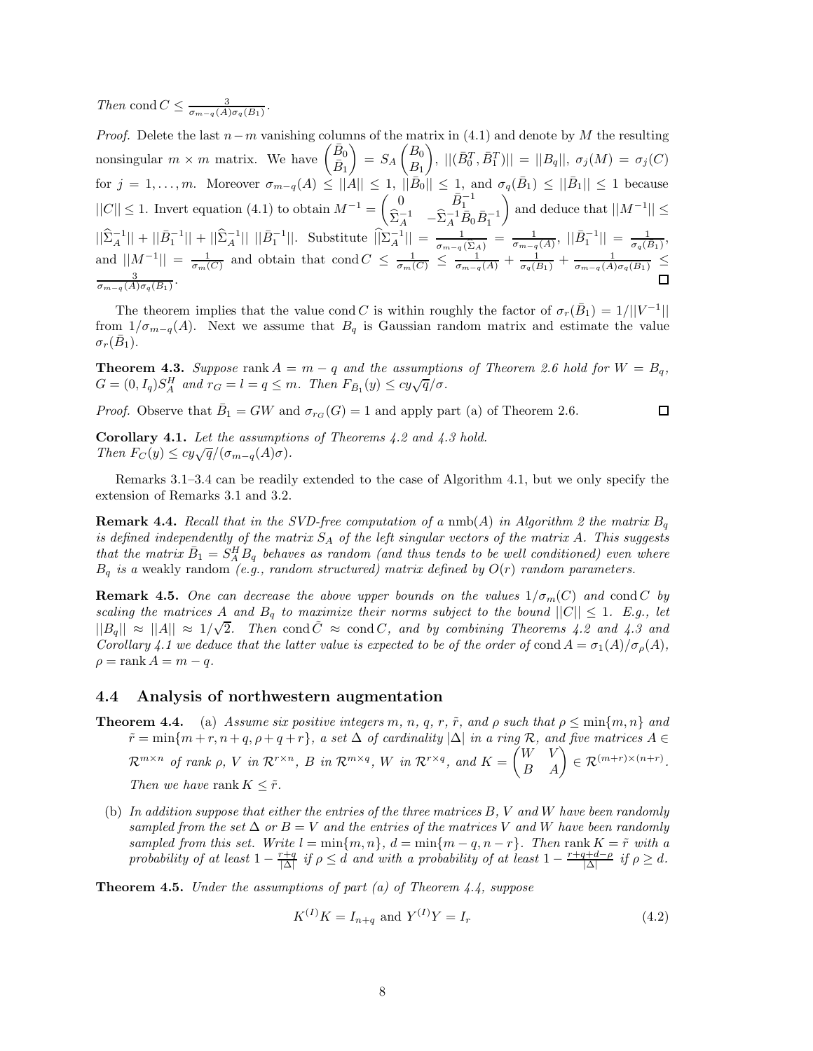*Then* $\operatorname{cond} C \leq \frac{3}{\sigma_{m-q}(A)\sigma_q(B_1)}$.

*Proof.* Delete the last $n-m$ vanishing columns of the matrix in (4.1) and denote by $M$ the resulting nonsingular $m \times m$ matrix. We have $\begin{pmatrix} \bar{B}_0 \\ \bar{B}_1 \end{pmatrix} = S_A \begin{pmatrix} B_0 \\ B_1 \end{pmatrix}$, $||(\bar{B}_0^T, \bar{B}_1^T)|| = ||B_q||$, $\sigma_j(M) = \sigma_j(C)$ for $j = 1, \ldots, m$. Moreover $\sigma_{m-q}(A) \leq ||A|| \leq 1$, $||\bar{B}_0|| \leq 1$, and $\sigma_q(\bar{B}_1) \leq ||\bar{B}_1|| \leq 1$ because $||C|| \leq 1$. Invert equation (4.1) to obtain $M^{-1} = \begin{pmatrix} 0 & \bar{B}_1^{-1} \\ \widehat{\Sigma}_A^{-1} & -\widehat{\Sigma}_A^{-1}\bar{B}_0\bar{B}_1^{-1} \end{pmatrix}$ and deduce that $||M^{-1}|| \leq ||\widehat{\Sigma}_A^{-1}|| + ||\bar{B}_1^{-1}|| + ||\widehat{\Sigma}_A^{-1}|| \; ||\bar{B}_1^{-1}||$. Substitute $\widehat{||\Sigma}_A^{-1}|| = \frac{1}{\sigma_{m-q}(\widehat{\Sigma}_A)} = \frac{1}{\sigma_{m-q}(A)}$, $||\bar{B}_1^{-1}|| = \frac{1}{\sigma_q(\bar{B}_1)}$, and $||M^{-1}|| = \frac{1}{\sigma_m(C)}$ and obtain that $\operatorname{cond} C \leq \frac{1}{\sigma_m(C)} \leq \frac{1}{\sigma_{m-q}(A)} + \frac{1}{\sigma_q(B_1)} + \frac{1}{\sigma_{m-q}(A)\sigma_q(B_1)} \leq \frac{3}{\sigma_{m-q}(A)\sigma_q(B_1)}$. □

The theorem implies that the value $\operatorname{cond} C$ is within roughly the factor of $\sigma_r(\bar{B}_1) = 1/||V^{-1}||$ from $1/\sigma_{m-q}(A)$. Next we assume that $B_q$ is Gaussian random matrix and estimate the value $\sigma_r(\bar{B}_1)$.

**Theorem 4.3.** *Suppose* $\operatorname{rank} A = m - q$ *and the assumptions of Theorem 2.6 hold for* $W = B_q$, $G = (0, I_q)S_A^H$ *and* $r_G = l = q \leq m$. *Then* $F_{\bar{B}_1}(y) \leq cy\sqrt{q}/\sigma$.

*Proof.* Observe that $\bar{B}_1 = GW$ and $\sigma_{r_G}(G) = 1$ and apply part (a) of Theorem 2.6. □

**Corollary 4.1.** *Let the assumptions of Theorems 4.2 and 4.3 hold.*
*Then* $F_C(y) \leq cy\sqrt{q}/(\sigma_{m-q}(A)\sigma)$.

Remarks 3.1–3.4 can be readily extended to the case of Algorithm 4.1, but we only specify the extension of Remarks 3.1 and 3.2.

**Remark 4.4.** *Recall that in the SVD-free computation of a* $\operatorname{nmb}(A)$ *in Algorithm 2 the matrix* $B_q$ *is defined independently of the matrix* $S_A$ *of the left singular vectors of the matrix* $A$. *This suggests that the matrix* $\bar{B}_1 = S_A^H B_q$ *behaves as random (and thus tends to be well conditioned) even where* $B_q$ *is a* weakly random *(e.g., random structured) matrix defined by* $O(r)$ *random parameters.*

**Remark 4.5.** *One can decrease the above upper bounds on the values* $1/\sigma_m(C)$ *and* $\operatorname{cond} C$ *by scaling the matrices* $A$ *and* $B_q$ *to maximize their norms subject to the bound* $||C|| \leq 1$. *E.g., let* $||B_q|| \approx ||A|| \approx 1/\sqrt{2}$. *Then* $\operatorname{cond} \tilde{C} \approx \operatorname{cond} C$, *and by combining Theorems 4.2 and 4.3 and Corollary 4.1 we deduce that the latter value is expected to be of the order of* $\operatorname{cond} A = \sigma_1(A)/\sigma_\rho(A)$, $\rho = \operatorname{rank} A = m - q$.

### 4.4 Analysis of northwestern augmentation

**Theorem 4.4.** (a) *Assume six positive integers* $m$, $n$, $q$, $r$, $\tilde{r}$, *and* $\rho$ *such that* $\rho \leq \min\{m, n\}$ *and* $\tilde{r} = \min\{m + r, n + q, \rho + q + r\}$, *a set* $\Delta$ *of cardinality* $|\Delta|$ *in a ring* $\mathcal{R}$, *and five matrices* $A \in \mathcal{R}^{m \times n}$ *of rank* $\rho$, $V$ *in* $\mathcal{R}^{r \times n}$, $B$ *in* $\mathcal{R}^{m \times q}$, $W$ *in* $\mathcal{R}^{r \times q}$, *and* $K = \begin{pmatrix} W & V \\ B & A \end{pmatrix} \in \mathcal{R}^{(m+r)\times(n+r)}$. *Then we have* $\operatorname{rank} K \leq \tilde{r}$.

(b) *In addition suppose that either the entries of the three matrices* $B$, $V$ *and* $W$ *have been randomly sampled from the set* $\Delta$ *or* $B = V$ *and the entries of the matrices* $V$ *and* $W$ *have been randomly sampled from this set. Write* $l = \min\{m, n\}$, $d = \min\{m - q, n - r\}$. *Then* $\operatorname{rank} K = \tilde{r}$ *with a probability of at least* $1 - \frac{r+q}{|\Delta|}$ *if* $\rho \leq d$ *and with a probability of at least* $1 - \frac{r+q+d-\rho}{|\Delta|}$ *if* $\rho \geq d$.

**Theorem 4.5.** *Under the assumptions of part (a) of Theorem 4.4, suppose*

$$K^{(I)}K = I_{n+q} \text{ and } Y^{(I)}Y = I_r \tag{4.2}$$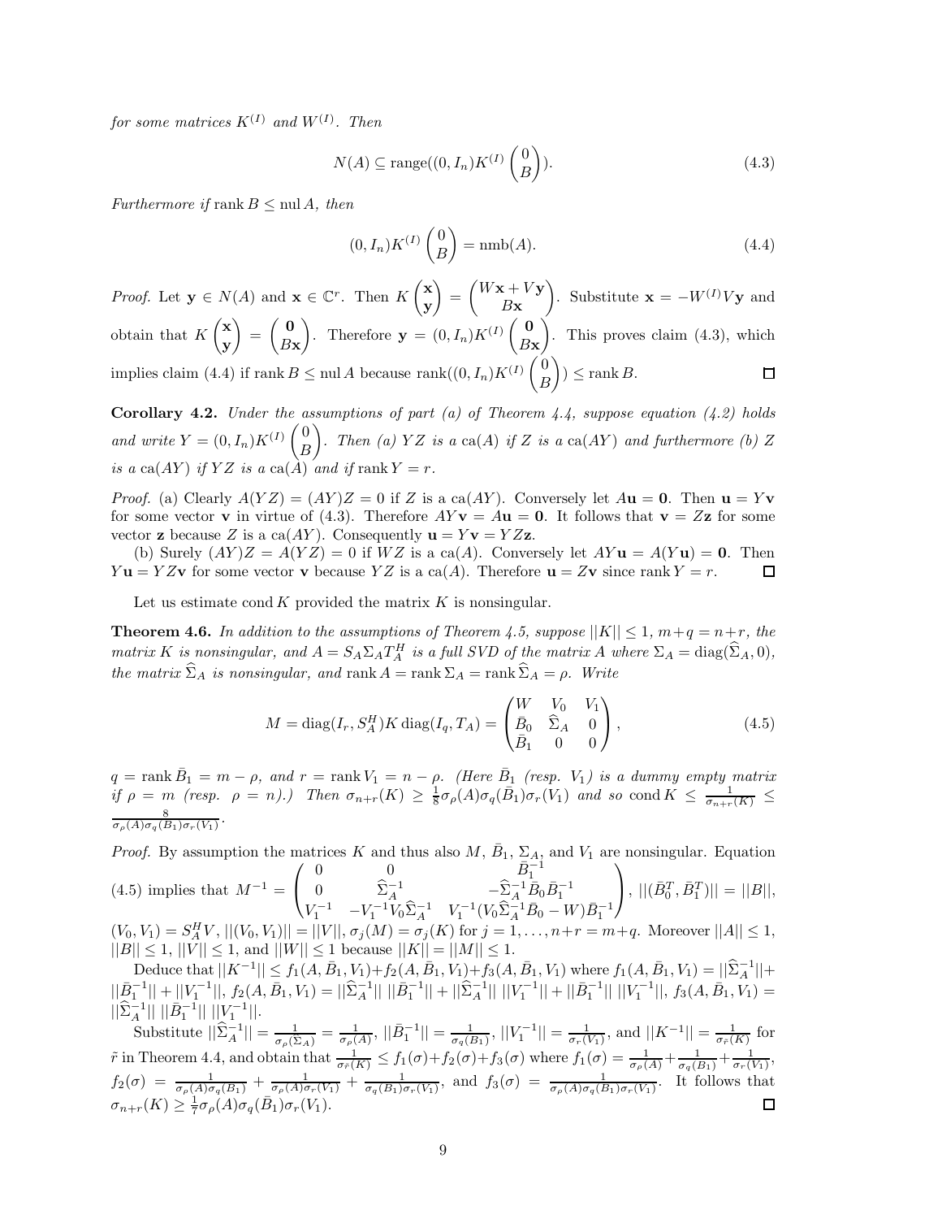*for some matrices $K^{(I)}$ and $W^{(I)}$. Then*

$$N(A) \subseteq \text{range}((0, I_n)K^{(I)} \begin{pmatrix} 0 \\ B \end{pmatrix}). \tag{4.3}$$

*Furthermore if* $\text{rank}\, B \leq \text{nul}\, A$, *then*

$$(0, I_n)K^{(I)} \begin{pmatrix} 0 \\ B \end{pmatrix} = \text{nmb}(A). \tag{4.4}$$

*Proof.* Let $\mathbf{y} \in N(A)$ and $\mathbf{x} \in \mathbb{C}^r$. Then $K \begin{pmatrix} \mathbf{x} \\ \mathbf{y} \end{pmatrix} = \begin{pmatrix} W\mathbf{x} + V\mathbf{y} \\ B\mathbf{x} \end{pmatrix}$. Substitute $\mathbf{x} = -W^{(I)}V\mathbf{y}$ and obtain that $K \begin{pmatrix} \mathbf{x} \\ \mathbf{y} \end{pmatrix} = \begin{pmatrix} \mathbf{0} \\ B\mathbf{x} \end{pmatrix}$. Therefore $\mathbf{y} = (0, I_n)K^{(I)} \begin{pmatrix} \mathbf{0} \\ B\mathbf{x} \end{pmatrix}$. This proves claim (4.3), which implies claim (4.4) if $\text{rank}\, B \leq \text{nul}\, A$ because $\text{rank}((0, I_n)K^{(I)} \begin{pmatrix} 0 \\ B \end{pmatrix}) \leq \text{rank}\, B$. $\square$

**Corollary 4.2.** *Under the assumptions of part (a) of Theorem 4.4, suppose equation (4.2) holds and write* $Y = (0, I_n)K^{(I)} \begin{pmatrix} 0 \\ B \end{pmatrix}$. *Then (a) $YZ$ is a* $\text{ca}(A)$ *if $Z$ is a* $\text{ca}(AY)$ *and furthermore (b) $Z$ is a* $\text{ca}(AY)$ *if $YZ$ is a* $\text{ca}(A)$ *and if* $\text{rank}\, Y = r$.

*Proof.* (a) Clearly $A(YZ) = (AY)Z = 0$ if $Z$ is a $\text{ca}(AY)$. Conversely let $A\mathbf{u} = \mathbf{0}$. Then $\mathbf{u} = Y\mathbf{v}$ for some vector $\mathbf{v}$ in virtue of (4.3). Therefore $AY\mathbf{v} = A\mathbf{u} = \mathbf{0}$. It follows that $\mathbf{v} = Z\mathbf{z}$ for some vector $\mathbf{z}$ because $Z$ is a $\text{ca}(AY)$. Consequently $\mathbf{u} = Y\mathbf{v} = YZ\mathbf{z}$.

(b) Surely $(AY)Z = A(YZ) = 0$ if $WZ$ is a $\text{ca}(A)$. Conversely let $AY\mathbf{u} = A(Y\mathbf{u}) = \mathbf{0}$. Then $Y\mathbf{u} = YZ\mathbf{v}$ for some vector $\mathbf{v}$ because $YZ$ is a $\text{ca}(A)$. Therefore $\mathbf{u} = Z\mathbf{v}$ since $\text{rank}\, Y = r$. $\square$

Let us estimate $\text{cond}\, K$ provided the matrix $K$ is nonsingular.

**Theorem 4.6.** *In addition to the assumptions of Theorem 4.5, suppose* $||K|| \leq 1$, $m + q = n + r$, *the matrix $K$ is nonsingular, and* $A = S_A \Sigma_A T_A^H$ *is a full SVD of the matrix $A$ where* $\Sigma_A = \text{diag}(\widehat{\Sigma}_A, 0)$, *the matrix* $\widehat{\Sigma}_A$ *is nonsingular, and* $\text{rank}\, A = \text{rank}\, \Sigma_A = \text{rank}\, \widehat{\Sigma}_A = \rho$. *Write*

$$M = \text{diag}(I_r, S_A^H)K\, \text{diag}(I_q, T_A) = \begin{pmatrix} W & V_0 & V_1 \\ \bar{B}_0 & \widehat{\Sigma}_A & 0 \\ \bar{B}_1 & 0 & 0 \end{pmatrix}, \tag{4.5}$$

$q = \text{rank}\, \bar{B}_1 = m - \rho$, *and* $r = \text{rank}\, V_1 = n - \rho$. *(Here $\bar{B}_1$ (resp. $V_1$) is a dummy empty matrix if $\rho = m$ (resp. $\rho = n$).) Then* $\sigma_{n+r}(K) \geq \frac{1}{8}\sigma_\rho(A)\sigma_q(\bar{B}_1)\sigma_r(V_1)$ *and so* $\text{cond}\, K \leq \frac{1}{\sigma_{n+r}(K)} \leq \frac{8}{\sigma_\rho(A)\sigma_q(B_1)\sigma_r(V_1)}$.

*Proof.* By assumption the matrices $K$ and thus also $M$, $\bar{B}_1$, $\Sigma_A$, and $V_1$ are nonsingular. Equation (4.5) implies that $M^{-1} = \begin{pmatrix} 0 & 0 & \bar{B}_1^{-1} \\ 0 & \widehat{\Sigma}_A^{-1} & -\widehat{\Sigma}_A^{-1}\bar{B}_0\bar{B}_1^{-1} \\ V_1^{-1} & -V_1^{-1}V_0\widehat{\Sigma}_A^{-1} & V_1^{-1}(V_0\widehat{\Sigma}_A^{-1}\bar{B}_0 - W)\bar{B}_1^{-1} \end{pmatrix}$, $||(\bar{B}_0^T, \bar{B}_1^T)|| = ||B||$, $(V_0, V_1) = S_A^H V$, $||(V_0, V_1)|| = ||V||$, $\sigma_j(M) = \sigma_j(K)$ for $j = 1, \ldots, n+r = m+q$. Moreover $||A|| \leq 1$, $||B|| \leq 1$, $||V|| \leq 1$, and $||W|| \leq 1$ because $||K|| = ||M|| \leq 1$.

Deduce that $||K^{-1}|| \leq f_1(A, \bar{B}_1, V_1) + f_2(A, \bar{B}_1, V_1) + f_3(A, \bar{B}_1, V_1)$ where $f_1(A, \bar{B}_1, V_1) = ||\widehat{\Sigma}_A^{-1}|| + ||\bar{B}_1^{-1}|| + ||V_1^{-1}||$, $f_2(A, \bar{B}_1, V_1) = ||\widehat{\Sigma}_A^{-1}||\, ||\bar{B}_1^{-1}|| + ||\widehat{\Sigma}_A^{-1}||\, ||V_1^{-1}|| + ||\bar{B}_1^{-1}||\, ||V_1^{-1}||$, $f_3(A, \bar{B}_1, V_1) = ||\widehat{\Sigma}_A^{-1}||\, ||\bar{B}_1^{-1}||\, ||V_1^{-1}||$.

Substitute $||\widehat{\Sigma}_A^{-1}|| = \frac{1}{\sigma_\rho(\widehat{\Sigma}_A)} = \frac{1}{\sigma_\rho(A)}$, $||\bar{B}_1^{-1}|| = \frac{1}{\sigma_q(B_1)}$, $||V_1^{-1}|| = \frac{1}{\sigma_r(V_1)}$, and $||K^{-1}|| = \frac{1}{\sigma_{\tilde{r}}(K)}$ for $\tilde{r}$ in Theorem 4.4, and obtain that $\frac{1}{\sigma_{\tilde{r}}(K)} \leq f_1(\sigma) + f_2(\sigma) + f_3(\sigma)$ where $f_1(\sigma) = \frac{1}{\sigma_\rho(A)} + \frac{1}{\sigma_q(B_1)} + \frac{1}{\sigma_r(V_1)}$, $f_2(\sigma) = \frac{1}{\sigma_\rho(A)\sigma_q(B_1)} + \frac{1}{\sigma_\rho(A)\sigma_r(V_1)} + \frac{1}{\sigma_q(B_1)\sigma_r(V_1)}$, and $f_3(\sigma) = \frac{1}{\sigma_\rho(A)\sigma_q(B_1)\sigma_r(V_1)}$. It follows that $\sigma_{n+r}(K) \geq \frac{1}{7}\sigma_\rho(A)\sigma_q(\bar{B}_1)\sigma_r(V_1)$. $\square$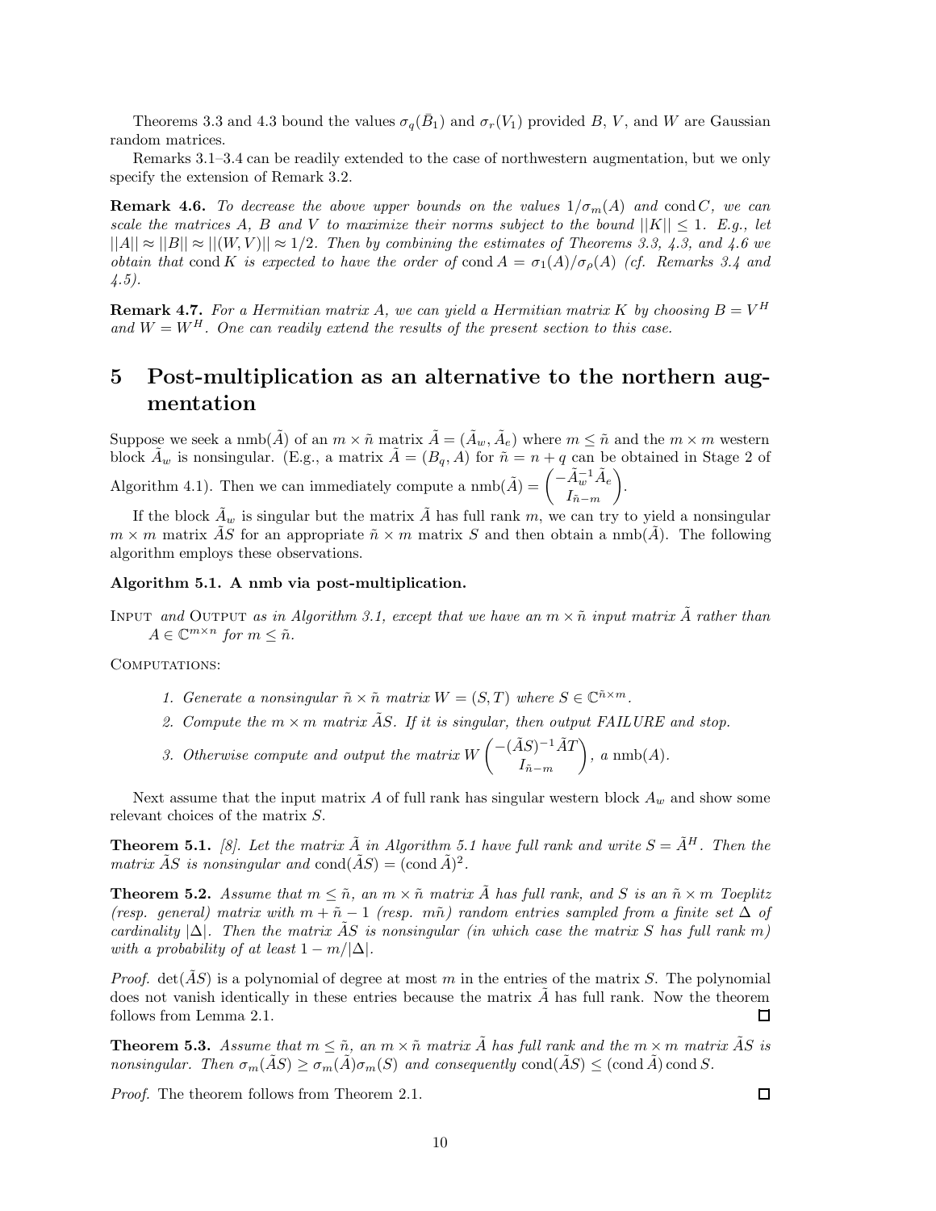Theorems 3.3 and 4.3 bound the values $\sigma_q(\bar{B}_1)$ and $\sigma_r(V_1)$ provided $B$, $V$, and $W$ are Gaussian random matrices.

Remarks 3.1–3.4 can be readily extended to the case of northwestern augmentation, but we only specify the extension of Remark 3.2.

**Remark 4.6.** *To decrease the above upper bounds on the values $1/\sigma_m(A)$ and $\operatorname{cond} C$, we can scale the matrices $A$, $B$ and $V$ to maximize their norms subject to the bound $||K|| \leq 1$. E.g., let $||A|| \approx ||B|| \approx ||(W,V)|| \approx 1/2$. Then by combining the estimates of Theorems 3.3, 4.3, and 4.6 we obtain that $\operatorname{cond} K$ is expected to have the order of $\operatorname{cond} A = \sigma_1(A)/\sigma_\rho(A)$ (cf. Remarks 3.4 and 4.5).*

**Remark 4.7.** *For a Hermitian matrix $A$, we can yield a Hermitian matrix $K$ by choosing $B = V^H$ and $W = W^H$. One can readily extend the results of the present section to this case.*

# 5 Post-multiplication as an alternative to the northern augmentation

Suppose we seek a $\operatorname{nmb}(\tilde{A})$ of an $m \times \tilde{n}$ matrix $\tilde{A} = (\tilde{A}_w, \tilde{A}_e)$ where $m \leq \tilde{n}$ and the $m \times m$ western block $\tilde{A}_w$ is nonsingular. (E.g., a matrix $\tilde{A} = (B_q, A)$ for $\tilde{n} = n + q$ can be obtained in Stage 2 of Algorithm 4.1). Then we can immediately compute a $\operatorname{nmb}(\tilde{A}) = \begin{pmatrix} -\tilde{A}_w^{-1}\tilde{A}_e \\ I_{\tilde{n}-m} \end{pmatrix}$.

If the block $\tilde{A}_w$ is singular but the matrix $\tilde{A}$ has full rank $m$, we can try to yield a nonsingular $m \times m$ matrix $\tilde{A}S$ for an appropriate $\tilde{n} \times m$ matrix $S$ and then obtain a $\operatorname{nmb}(\tilde{A})$. The following algorithm employs these observations.

**Algorithm 5.1. A nmb via post-multiplication.**

Input *and* Output *as in Algorithm 3.1, except that we have an $m \times \tilde{n}$ input matrix $\tilde{A}$ rather than $A \in \mathbb{C}^{m \times n}$ for $m \leq \tilde{n}$.*

Computations:

1. *Generate a nonsingular $\tilde{n} \times \tilde{n}$ matrix $W = (S, T)$ where $S \in \mathbb{C}^{\tilde{n} \times m}$.*
2. *Compute the $m \times m$ matrix $\tilde{A}S$. If it is singular, then output FAILURE and stop.*
3. *Otherwise compute and output the matrix $W \begin{pmatrix} -(\tilde{A}S)^{-1}\tilde{A}T \\ I_{\tilde{n}-m} \end{pmatrix}$, a $\operatorname{nmb}(A)$.*

Next assume that the input matrix $A$ of full rank has singular western block $A_w$ and show some relevant choices of the matrix $S$.

**Theorem 5.1.** *[8]. Let the matrix $\tilde{A}$ in Algorithm 5.1 have full rank and write $S = \tilde{A}^H$. Then the matrix $\tilde{A}S$ is nonsingular and $\operatorname{cond}(\tilde{A}S) = (\operatorname{cond} \tilde{A})^2$.*

**Theorem 5.2.** *Assume that $m \leq \tilde{n}$, an $m \times \tilde{n}$ matrix $\tilde{A}$ has full rank, and $S$ is an $\tilde{n} \times m$ Toeplitz (resp. general) matrix with $m + \tilde{n} - 1$ (resp. $m\tilde{n}$) random entries sampled from a finite set $\Delta$ of cardinality $|\Delta|$. Then the matrix $\tilde{A}S$ is nonsingular (in which case the matrix $S$ has full rank $m$) with a probability of at least $1 - m/|\Delta|$.*

*Proof.* $\det(\tilde{A}S)$ is a polynomial of degree at most $m$ in the entries of the matrix $S$. The polynomial does not vanish identically in these entries because the matrix $\tilde{A}$ has full rank. Now the theorem follows from Lemma 2.1. □

**Theorem 5.3.** *Assume that $m \leq \tilde{n}$, an $m \times \tilde{n}$ matrix $\tilde{A}$ has full rank and the $m \times m$ matrix $\tilde{A}S$ is nonsingular. Then $\sigma_m(\tilde{A}S) \geq \sigma_m(\tilde{A})\sigma_m(S)$ and consequently $\operatorname{cond}(\tilde{A}S) \leq (\operatorname{cond} \tilde{A}) \operatorname{cond} S$.*

*Proof.* The theorem follows from Theorem 2.1. □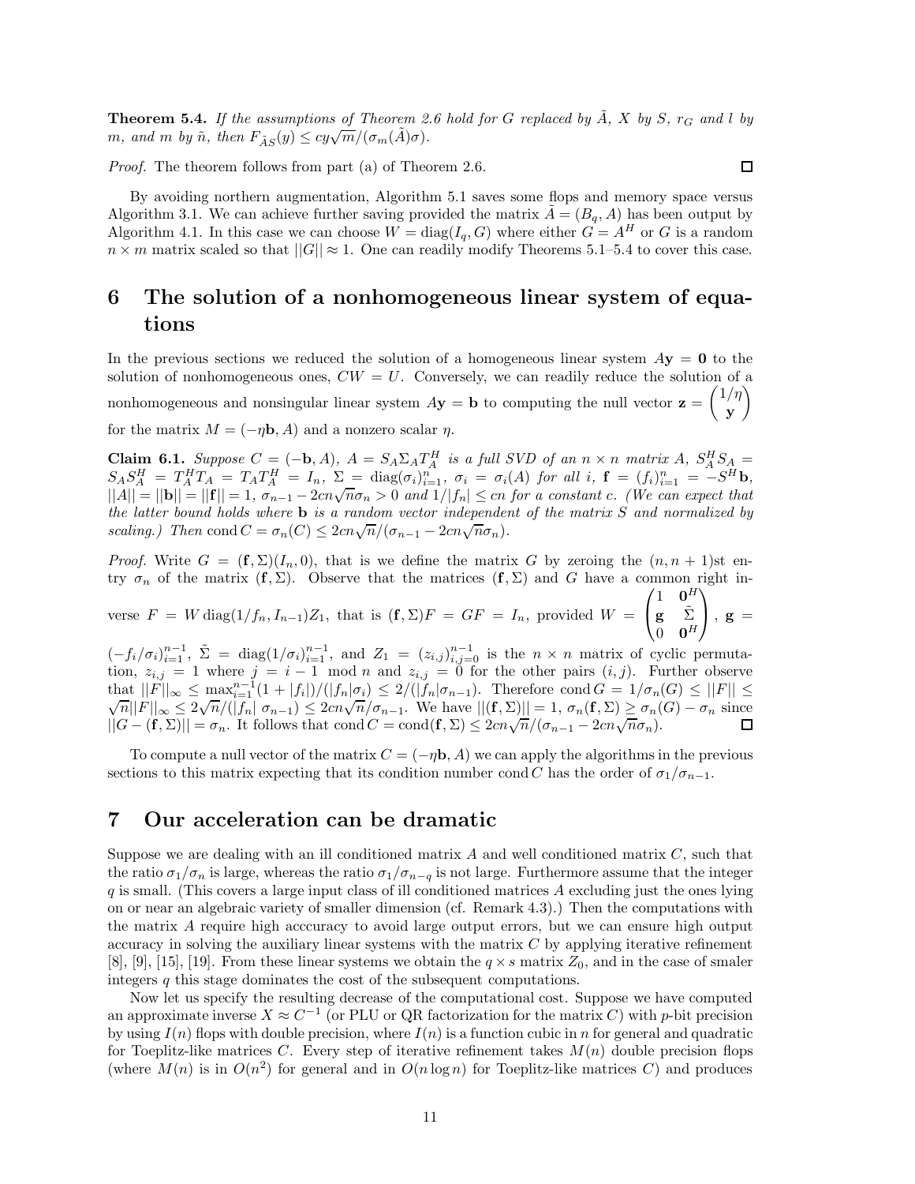**Theorem 5.4.** *If the assumptions of Theorem 2.6 hold for $G$ replaced by $\tilde{A}$, $X$ by $S$, $r_G$ and $l$ by $m$, and $m$ by $\tilde{n}$, then $F_{\tilde{A}S}(y) \leq cy\sqrt{m}/(\sigma_m(\tilde{A})\sigma)$.*

*Proof.* The theorem follows from part (a) of Theorem 2.6. □

By avoiding northern augmentation, Algorithm 5.1 saves some flops and memory space versus Algorithm 3.1. We can achieve further saving provided the matrix $\tilde{A} = (B_q, A)$ has been output by Algorithm 4.1. In this case we can choose $W = \text{diag}(I_q, G)$ where either $G = A^H$ or $G$ is a random $n \times m$ matrix scaled so that $||G|| \approx 1$. One can readily modify Theorems 5.1–5.4 to cover this case.

# 6 The solution of a nonhomogeneous linear system of equations

In the previous sections we reduced the solution of a homogeneous linear system $A\mathbf{y} = \mathbf{0}$ to the solution of nonhomogeneous ones, $CW = U$. Conversely, we can readily reduce the solution of a nonhomogeneous and nonsingular linear system $A\mathbf{y} = \mathbf{b}$ to computing the null vector $\mathbf{z} = \begin{pmatrix} 1/\eta \\ \mathbf{y} \end{pmatrix}$ for the matrix $M = (-\eta\mathbf{b}, A)$ and a nonzero scalar $\eta$.

**Claim 6.1.** *Suppose $C = (-\mathbf{b}, A)$, $A = S_A\Sigma_A T_A^H$ is a full SVD of an $n \times n$ matrix $A$, $S_A^H S_A = S_A S_A^H = T_A^H T_A = T_A T_A^H = I_n$, $\Sigma = \text{diag}(\sigma_i)_{i=1}^n$, $\sigma_i = \sigma_i(A)$ for all $i$, $\mathbf{f} = (f_i)_{i=1}^n = -S^H\mathbf{b}$, $||A|| = ||\mathbf{b}|| = ||\mathbf{f}|| = 1$, $\sigma_{n-1} - 2cn\sqrt{n}\sigma_n > 0$ and $1/|f_n| \leq cn$ for a constant $c$. (We can expect that the latter bound holds where $\mathbf{b}$ is a random vector independent of the matrix $S$ and normalized by scaling.) Then $\text{cond}\, C = \sigma_n(C) \leq 2cn\sqrt{n}/(\sigma_{n-1} - 2cn\sqrt{n}\sigma_n)$.*

*Proof.* Write $G = (\mathbf{f}, \Sigma)(I_n, 0)$, that is we define the matrix $G$ by zeroing the $(n, n+1)$st entry $\sigma_n$ of the matrix $(\mathbf{f}, \Sigma)$. Observe that the matrices $(\mathbf{f}, \Sigma)$ and $G$ have a common right inverse $F = W\,\text{diag}(1/f_n, I_{n-1})Z_1$, that is $(\mathbf{f}, \Sigma)F = GF = I_n$, provided $W = \begin{pmatrix} 1 & \mathbf{0}^H \\ \mathbf{g} & \tilde{\Sigma} \\ 0 & \mathbf{0}^H \end{pmatrix}$, $\mathbf{g} = (-f_i/\sigma_i)_{i=1}^{n-1}$, $\tilde{\Sigma} = \text{diag}(1/\sigma_i)_{i=1}^{n-1}$, and $Z_1 = (z_{i,j})_{i,j=0}^{n-1}$ is the $n \times n$ matrix of cyclic permutation, $z_{i,j} = 1$ where $j = i - 1 \mod n$ and $z_{i,j} = 0$ for the other pairs $(i, j)$. Further observe that $||F||_\infty \leq \max_{i=1}^{n-1}(1 + |f_i|)/(|f_n|\sigma_i) \leq 2/(|f_n|\sigma_{n-1})$. Therefore $\text{cond}\, G = 1/\sigma_n(G) \leq ||F|| \leq \sqrt{n}||F||_\infty \leq 2\sqrt{n}/(|f_n|\ \sigma_{n-1}) \leq 2cn\sqrt{n}/\sigma_{n-1}$. We have $||(\mathbf{f}, \Sigma)|| = 1$, $\sigma_n(\mathbf{f}, \Sigma) \geq \sigma_n(G) - \sigma_n$ since $||G - (\mathbf{f}, \Sigma)|| = \sigma_n$. It follows that $\text{cond}\, C = \text{cond}(\mathbf{f}, \Sigma) \leq 2cn\sqrt{n}/(\sigma_{n-1} - 2cn\sqrt{n}\sigma_n)$. □

To compute a null vector of the matrix $C = (-\eta\mathbf{b}, A)$ we can apply the algorithms in the previous sections to this matrix expecting that its condition number $\text{cond}\, C$ has the order of $\sigma_1/\sigma_{n-1}$.

# 7 Our acceleration can be dramatic

Suppose we are dealing with an ill conditioned matrix $A$ and well conditioned matrix $C$, such that the ratio $\sigma_1/\sigma_n$ is large, whereas the ratio $\sigma_1/\sigma_{n-q}$ is not large. Furthermore assume that the integer $q$ is small. (This covers a large input class of ill conditioned matrices $A$ excluding just the ones lying on or near an algebraic variety of smaller dimension (cf. Remark 4.3).) Then the computations with the matrix $A$ require high acccuracy to avoid large output errors, but we can ensure high output accuracy in solving the auxiliary linear systems with the matrix $C$ by applying iterative refinement [8], [9], [15], [19]. From these linear systems we obtain the $q \times s$ matrix $Z_0$, and in the case of smaler integers $q$ this stage dominates the cost of the subsequent computations.

Now let us specify the resulting decrease of the computational cost. Suppose we have computed an approximate inverse $X \approx C^{-1}$ (or PLU or QR factorization for the matrix $C$) with $p$-bit precision by using $I(n)$ flops with double precision, where $I(n)$ is a function cubic in $n$ for general and quadratic for Toeplitz-like matrices $C$. Every step of iterative refinement takes $M(n)$ double precision flops (where $M(n)$ is in $O(n^2)$ for general and in $O(n \log n)$ for Toeplitz-like matrices $C$) and produces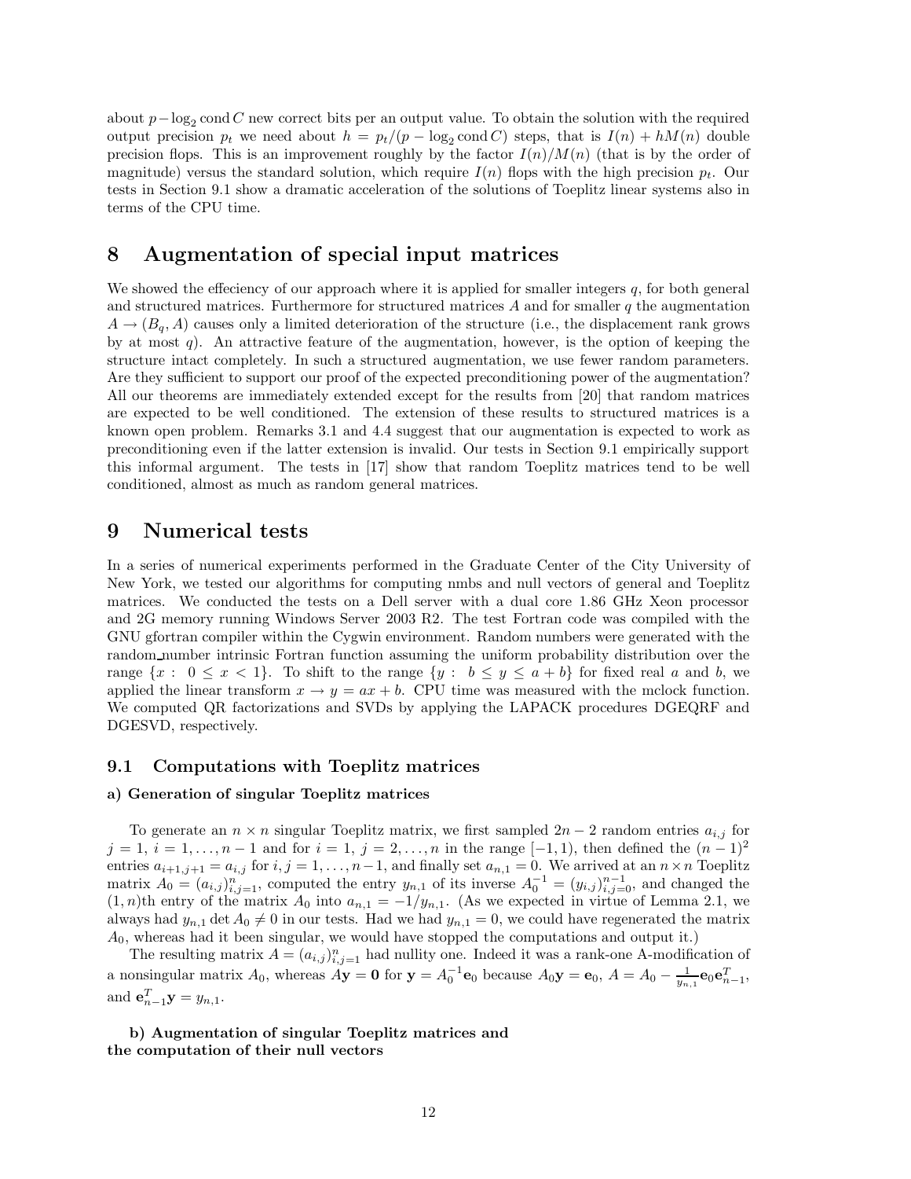about $p - \log_2 \operatorname{cond} C$ new correct bits per an output value. To obtain the solution with the required output precision $p_t$ we need about $h = p_t/(p - \log_2 \operatorname{cond} C)$ steps, that is $I(n) + hM(n)$ double precision flops. This is an improvement roughly by the factor $I(n)/M(n)$ (that is by the order of magnitude) versus the standard solution, which require $I(n)$ flops with the high precision $p_t$. Our tests in Section 9.1 show a dramatic acceleration of the solutions of Toeplitz linear systems also in terms of the CPU time.

# 8 Augmentation of special input matrices

We showed the effeciency of our approach where it is applied for smaller integers $q$, for both general and structured matrices. Furthermore for structured matrices $A$ and for smaller $q$ the augmentation $A \to (B_q, A)$ causes only a limited deterioration of the structure (i.e., the displacement rank grows by at most $q$). An attractive feature of the augmentation, however, is the option of keeping the structure intact completely. In such a structured augmentation, we use fewer random parameters. Are they sufficient to support our proof of the expected preconditioning power of the augmentation? All our theorems are immediately extended except for the results from [20] that random matrices are expected to be well conditioned. The extension of these results to structured matrices is a known open problem. Remarks 3.1 and 4.4 suggest that our augmentation is expected to work as preconditioning even if the latter extension is invalid. Our tests in Section 9.1 empirically support this informal argument. The tests in [17] show that random Toeplitz matrices tend to be well conditioned, almost as much as random general matrices.

# 9 Numerical tests

In a series of numerical experiments performed in the Graduate Center of the City University of New York, we tested our algorithms for computing nmbs and null vectors of general and Toeplitz matrices. We conducted the tests on a Dell server with a dual core 1.86 GHz Xeon processor and 2G memory running Windows Server 2003 R2. The test Fortran code was compiled with the GNU gfortran compiler within the Cygwin environment. Random numbers were generated with the random_number intrinsic Fortran function assuming the uniform probability distribution over the range $\{x : \ 0 \le x < 1\}$. To shift to the range $\{y : \ b \le y \le a + b\}$ for fixed real $a$ and $b$, we applied the linear transform $x \to y = ax + b$. CPU time was measured with the mclock function. We computed QR factorizations and SVDs by applying the LAPACK procedures DGEQRF and DGESVD, respectively.

## 9.1 Computations with Toeplitz matrices

**a) Generation of singular Toeplitz matrices**

To generate an $n \times n$ singular Toeplitz matrix, we first sampled $2n - 2$ random entries $a_{i,j}$ for $j = 1$, $i = 1, \ldots, n-1$ and for $i = 1$, $j = 2, \ldots, n$ in the range $[-1, 1)$, then defined the $(n-1)^2$ entries $a_{i+1,j+1} = a_{i,j}$ for $i, j = 1, \ldots, n-1$, and finally set $a_{n,1} = 0$. We arrived at an $n \times n$ Toeplitz matrix $A_0 = (a_{i,j})_{i,j=1}^n$, computed the entry $y_{n,1}$ of its inverse $A_0^{-1} = (y_{i,j})_{i,j=0}^{n-1}$, and changed the $(1, n)$th entry of the matrix $A_0$ into $a_{n,1} = -1/y_{n,1}$. (As we expected in virtue of Lemma 2.1, we always had $y_{n,1} \det A_0 \neq 0$ in our tests. Had we had $y_{n,1} = 0$, we could have regenerated the matrix $A_0$, whereas had it been singular, we would have stopped the computations and output it.)

The resulting matrix $A = (a_{i,j})_{i,j=1}^n$ had nullity one. Indeed it was a rank-one A-modification of a nonsingular matrix $A_0$, whereas $A\mathbf{y} = \mathbf{0}$ for $\mathbf{y} = A_0^{-1}\mathbf{e}_0$ because $A_0\mathbf{y} = \mathbf{e}_0$, $A = A_0 - \frac{1}{y_{n,1}}\mathbf{e}_0\mathbf{e}_{n-1}^T$, and $\mathbf{e}_{n-1}^T\mathbf{y} = y_{n,1}$.

**b) Augmentation of singular Toeplitz matrices and the computation of their null vectors**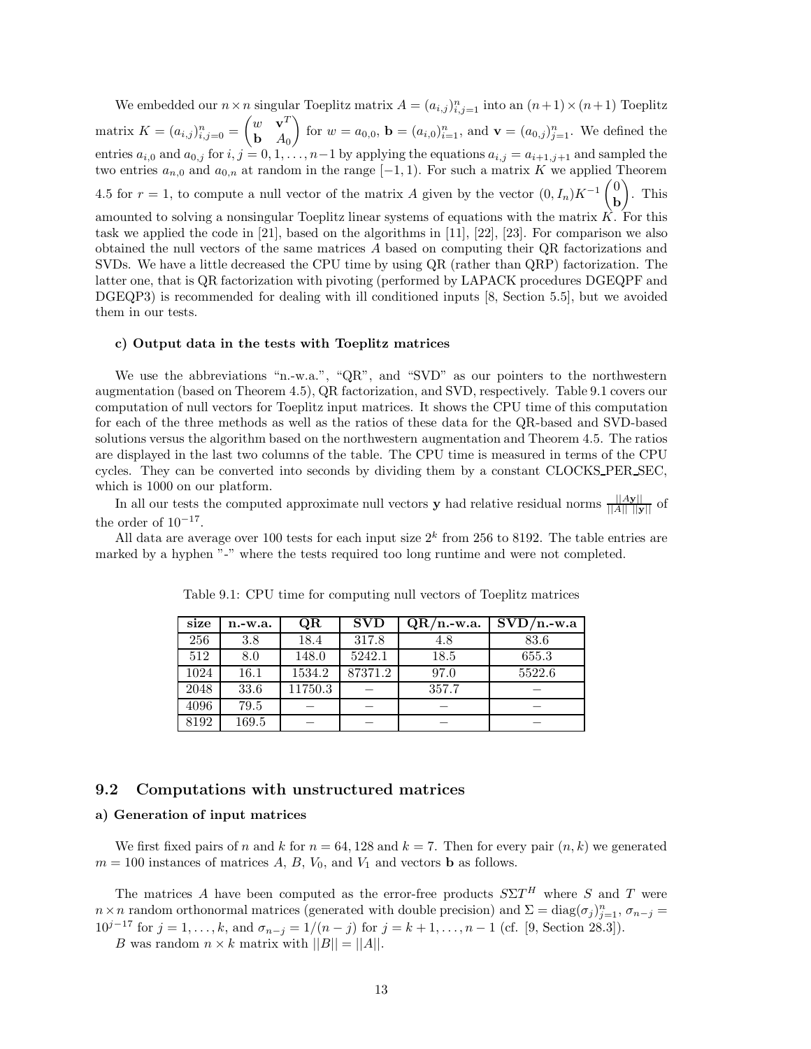We embedded our $n \times n$ singular Toeplitz matrix $A = (a_{i,j})_{i,j=1}^{n}$ into an $(n+1) \times (n+1)$ Toeplitz matrix $K = (a_{i,j})_{i,j=0}^{n} = \begin{pmatrix} w & \mathbf{v}^T \\ \mathbf{b} & A_0 \end{pmatrix}$ for $w = a_{0,0}$, $\mathbf{b} = (a_{i,0})_{i=1}^{n}$, and $\mathbf{v} = (a_{0,j})_{j=1}^{n}$. We defined the entries $a_{i,0}$ and $a_{0,j}$ for $i, j = 0, 1, \ldots, n-1$ by applying the equations $a_{i,j} = a_{i+1,j+1}$ and sampled the two entries $a_{n,0}$ and $a_{0,n}$ at random in the range $[-1, 1)$. For such a matrix $K$ we applied Theorem 4.5 for $r = 1$, to compute a null vector of the matrix $A$ given by the vector $(0, I_n)K^{-1}\begin{pmatrix} 0 \\ \mathbf{b} \end{pmatrix}$. This amounted to solving a nonsingular Toeplitz linear systems of equations with the matrix $K$. For this task we applied the code in [21], based on the algorithms in [11], [22], [23]. For comparison we also obtained the null vectors of the same matrices $A$ based on computing their QR factorizations and SVDs. We have a little decreased the CPU time by using QR (rather than QRP) factorization. The latter one, that is QR factorization with pivoting (performed by LAPACK procedures DGEQPF and DGEQP3) is recommended for dealing with ill conditioned inputs [8, Section 5.5], but we avoided them in our tests.

#### c) Output data in the tests with Toeplitz matrices

We use the abbreviations "n.-w.a.", "QR", and "SVD" as our pointers to the northwestern augmentation (based on Theorem 4.5), QR factorization, and SVD, respectively. Table 9.1 covers our computation of null vectors for Toeplitz input matrices. It shows the CPU time of this computation for each of the three methods as well as the ratios of these data for the QR-based and SVD-based solutions versus the algorithm based on the northwestern augmentation and Theorem 4.5. The ratios are displayed in the last two columns of the table. The CPU time is measured in terms of the CPU cycles. They can be converted into seconds by dividing them by a constant CLOCKS_PER_SEC, which is 1000 on our platform.

In all our tests the computed approximate null vectors $\mathbf{y}$ had relative residual norms $\frac{||A\mathbf{y}||}{||A||\ ||\mathbf{y}||}$ of the order of $10^{-17}$.

All data are average over 100 tests for each input size $2^k$ from 256 to 8192. The table entries are marked by a hyphen "-" where the tests required too long runtime and were not completed.

Table 9.1: CPU time for computing null vectors of Toeplitz matrices

| size | n.-w.a. | QR | SVD | QR/n.-w.a. | SVD/n.-w.a |
|---|---|---|---|---|---|
| 256 | 3.8 | 18.4 | 317.8 | 4.8 | 83.6 |
| 512 | 8.0 | 148.0 | 5242.1 | 18.5 | 655.3 |
| 1024 | 16.1 | 1534.2 | 87371.2 | 97.0 | 5522.6 |
| 2048 | 33.6 | 11750.3 | − | 357.7 | − |
| 4096 | 79.5 | − | − | − | − |
| 8192 | 169.5 | − | − | − | − |

## 9.2 Computations with unstructured matrices

#### a) Generation of input matrices

We first fixed pairs of $n$ and $k$ for $n = 64, 128$ and $k = 7$. Then for every pair $(n, k)$ we generated $m = 100$ instances of matrices $A$, $B$, $V_0$, and $V_1$ and vectors $\mathbf{b}$ as follows.

The matrices $A$ have been computed as the error-free products $S\Sigma T^H$ where $S$ and $T$ were $n \times n$ random orthonormal matrices (generated with double precision) and $\Sigma = \text{diag}(\sigma_j)_{j=1}^{n}$, $\sigma_{n-j} = 10^{j-17}$ for $j = 1, \ldots, k$, and $\sigma_{n-j} = 1/(n-j)$ for $j = k+1, \ldots, n-1$ (cf. [9, Section 28.3]).

$B$ was random $n \times k$ matrix with $||B|| = ||A||$.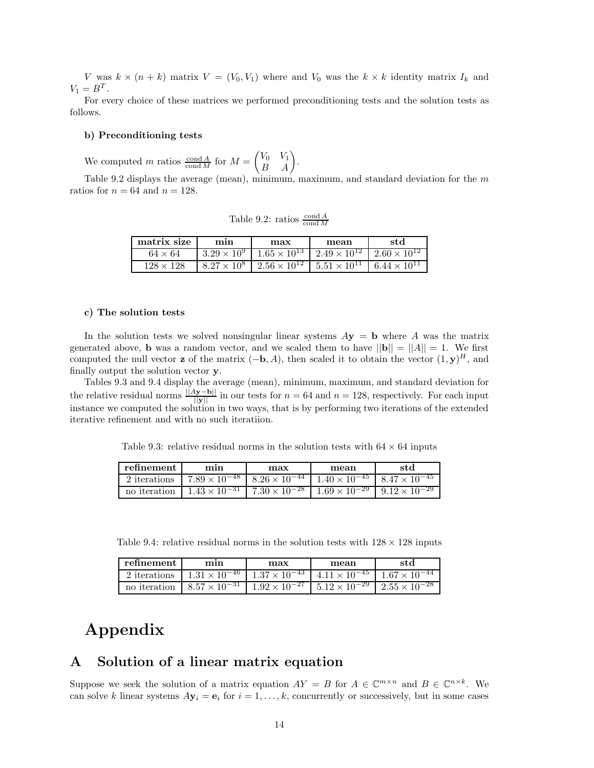$V$ was $k \times (n+k)$ matrix $V = (V_0, V_1)$ where and $V_0$ was the $k \times k$ identity matrix $I_k$ and $V_1 = B^T$.

For every choice of these matrices we performed preconditioning tests and the solution tests as follows.

#### b) Preconditioning tests

We computed $m$ ratios $\frac{\text{cond}\, A}{\text{cond}\, M}$ for $M = \begin{pmatrix} V_0 & V_1 \\ B & A \end{pmatrix}$.

Table 9.2 displays the average (mean), minimum, maximum, and standard deviation for the $m$ ratios for $n = 64$ and $n = 128$.

Table 9.2: ratios $\frac{\text{cond}\, A}{\text{cond}\, M}$

| matrix size | min | max | mean | std |
|---|---|---|---|---|
| $64 \times 64$ | $3.29 \times 10^{9}$ | $1.65 \times 10^{13}$ | $2.49 \times 10^{12}$ | $2.60 \times 10^{12}$ |
| $128 \times 128$ | $8.27 \times 10^{8}$ | $2.56 \times 10^{12}$ | $5.51 \times 10^{11}$ | $6.44 \times 10^{11}$ |

#### c) The solution tests

In the solution tests we solved nonsingular linear systems $A\mathbf{y} = \mathbf{b}$ where $A$ was the matrix generated above, $\mathbf{b}$ was a random vector, and we scaled them to have $||\mathbf{b}|| = ||A|| = 1$. We first computed the null vector $\mathbf{z}$ of the matrix $(-\mathbf{b}, A)$, then scaled it to obtain the vector $(1, \mathbf{y})^H$, and finally output the solution vector $\mathbf{y}$.

Tables 9.3 and 9.4 display the average (mean), minimum, maximum, and standard deviation for the relative residual norms $\frac{||A\mathbf{y}-\mathbf{b}||}{||\mathbf{y}||}$ in our tests for $n = 64$ and $n = 128$, respectively. For each input instance we computed the solution in two ways, that is by performing two iterations of the extended iterative refinement and with no such iteratiion.

Table 9.3: relative residual norms in the solution tests with $64 \times 64$ inputs

| refinement | min | max | mean | std |
|---|---|---|---|---|
| 2 iterations | $7.89 \times 10^{-48}$ | $8.26 \times 10^{-44}$ | $1.40 \times 10^{-45}$ | $8.47 \times 10^{-45}$ |
| no iteration | $1.43 \times 10^{-31}$ | $7.30 \times 10^{-28}$ | $1.69 \times 10^{-29}$ | $9.12 \times 10^{-29}$ |

Table 9.4: relative residual norms in the solution tests with $128 \times 128$ inputs

| refinement | min | max | mean | std |
|---|---|---|---|---|
| 2 iterations | $1.31 \times 10^{-46}$ | $1.37 \times 10^{-43}$ | $4.11 \times 10^{-45}$ | $1.67 \times 10^{-44}$ |
| no iteration | $8.57 \times 10^{-31}$ | $1.92 \times 10^{-27}$ | $5.12 \times 10^{-29}$ | $2.55 \times 10^{-28}$ |

# Appendix

## A Solution of a linear matrix equation

Suppose we seek the solution of a matrix equation $AY = B$ for $A \in \mathbb{C}^{m \times n}$ and $B \in \mathbb{C}^{n \times k}$. We can solve $k$ linear systems $A\mathbf{y}_i = \mathbf{e}_i$ for $i = 1, \ldots, k$, concurrently or successively, but in some cases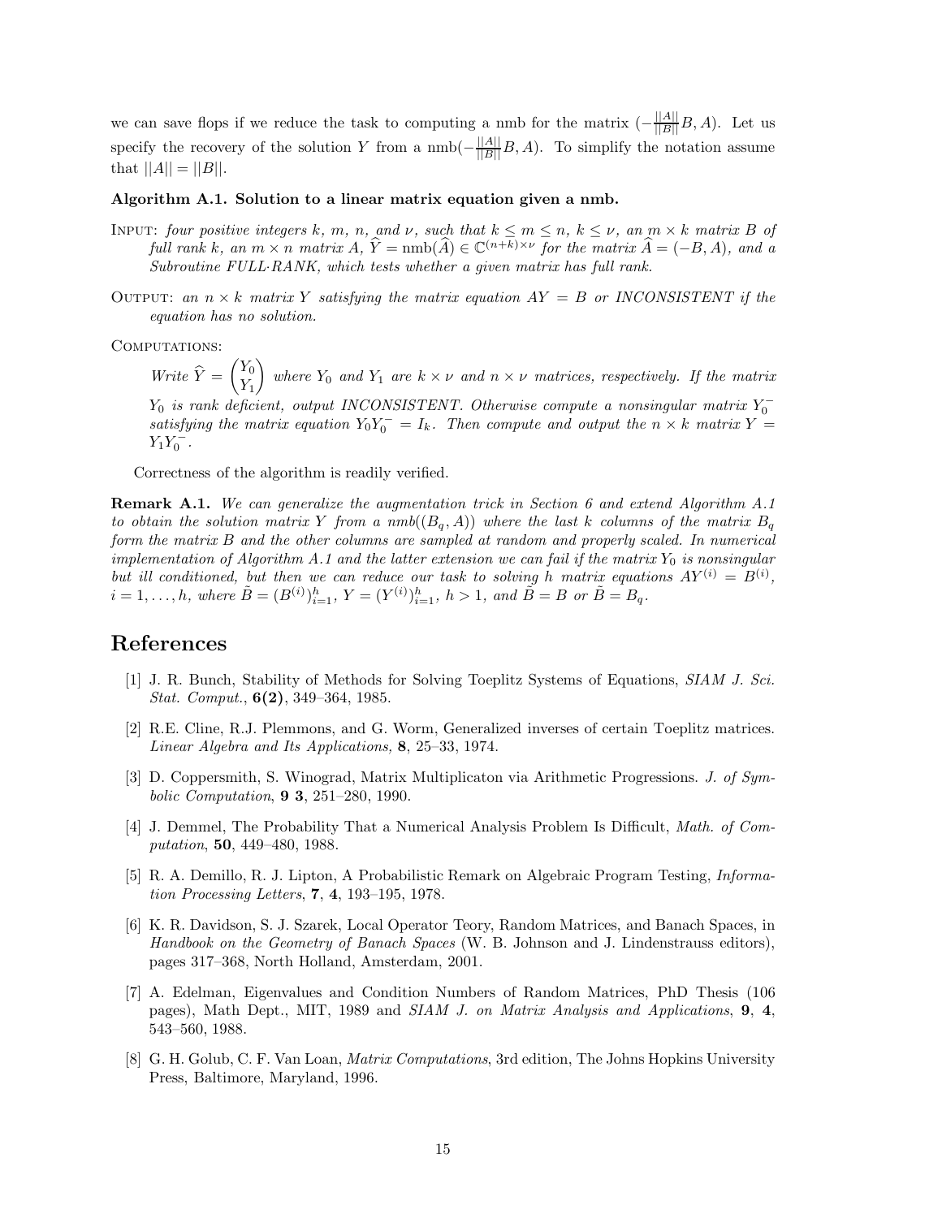we can save flops if we reduce the task to computing a nmb for the matrix $(-\frac{||A||}{||B||}B, A)$. Let us specify the recovery of the solution $Y$ from a nmb$(-\frac{||A||}{||B||}B, A)$. To simplify the notation assume that $||A|| = ||B||$.

**Algorithm A.1. Solution to a linear matrix equation given a nmb.**

INPUT: *four positive integers $k$, $m$, $n$, and $\nu$, such that $k \leq m \leq n$, $k \leq \nu$, an $m \times k$ matrix $B$ of full rank $k$, an $m \times n$ matrix $A$, $\widehat{Y} = \text{nmb}(\widehat{A}) \in \mathbb{C}^{(n+k)\times\nu}$ for the matrix $\widehat{A} = (-B, A)$, and a Subroutine FULL·RANK, which tests whether a given matrix has full rank.*

OUTPUT: *an $n \times k$ matrix $Y$ satisfying the matrix equation $AY = B$ or INCONSISTENT if the equation has no solution.*

COMPUTATIONS:

*Write $\widehat{Y} = \begin{pmatrix} Y_0 \\ Y_1 \end{pmatrix}$ where $Y_0$ and $Y_1$ are $k \times \nu$ and $n \times \nu$ matrices, respectively. If the matrix $Y_0$ is rank deficient, output INCONSISTENT. Otherwise compute a nonsingular matrix $Y_0^-$ satisfying the matrix equation $Y_0 Y_0^- = I_k$. Then compute and output the $n \times k$ matrix $Y = Y_1 Y_0^-$.*

Correctness of the algorithm is readily verified.

**Remark A.1.** *We can generalize the augmentation trick in Section 6 and extend Algorithm A.1 to obtain the solution matrix $Y$ from a nmb$((B_q, A))$ where the last $k$ columns of the matrix $B_q$ form the matrix $B$ and the other columns are sampled at random and properly scaled. In numerical implementation of Algorithm A.1 and the latter extension we can fail if the matrix $Y_0$ is nonsingular but ill conditioned, but then we can reduce our task to solving $h$ matrix equations $AY^{(i)} = B^{(i)}$, $i = 1, \ldots, h$, where $\tilde{B} = (B^{(i)})_{i=1}^h$, $Y = (Y^{(i)})_{i=1}^h$, $h > 1$, and $\tilde{B} = B$ or $\tilde{B} = B_q$.*

# References

[1] J. R. Bunch, Stability of Methods for Solving Toeplitz Systems of Equations, *SIAM J. Sci. Stat. Comput.*, **6(2)**, 349–364, 1985.

[2] R.E. Cline, R.J. Plemmons, and G. Worm, Generalized inverses of certain Toeplitz matrices. *Linear Algebra and Its Applications,* **8**, 25–33, 1974.

[3] D. Coppersmith, S. Winograd, Matrix Multiplicaton via Arithmetic Progressions. *J. of Symbolic Computation*, **9 3**, 251–280, 1990.

[4] J. Demmel, The Probability That a Numerical Analysis Problem Is Difficult, *Math. of Computation*, **50**, 449–480, 1988.

[5] R. A. Demillo, R. J. Lipton, A Probabilistic Remark on Algebraic Program Testing, *Information Processing Letters*, **7**, **4**, 193–195, 1978.

[6] K. R. Davidson, S. J. Szarek, Local Operator Teory, Random Matrices, and Banach Spaces, in *Handbook on the Geometry of Banach Spaces* (W. B. Johnson and J. Lindenstrauss editors), pages 317–368, North Holland, Amsterdam, 2001.

[7] A. Edelman, Eigenvalues and Condition Numbers of Random Matrices, PhD Thesis (106 pages), Math Dept., MIT, 1989 and *SIAM J. on Matrix Analysis and Applications*, **9**, **4**, 543–560, 1988.

[8] G. H. Golub, C. F. Van Loan, *Matrix Computations*, 3rd edition, The Johns Hopkins University Press, Baltimore, Maryland, 1996.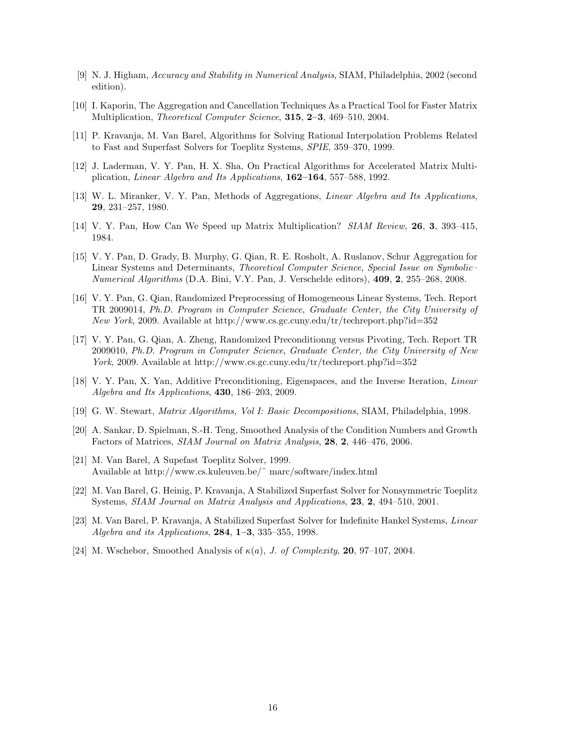[9] N. J. Higham, *Accuracy and Stability in Numerical Analysis*, SIAM, Philadelphia, 2002 (second edition).

[10] I. Kaporin, The Aggregation and Cancellation Techniques As a Practical Tool for Faster Matrix Multiplication, *Theoretical Computer Science*, **315**, **2–3**, 469–510, 2004.

[11] P. Kravanja, M. Van Barel, Algorithms for Solving Rational Interpolation Problems Related to Fast and Superfast Solvers for Toeplitz Systems, *SPIE*, 359–370, 1999.

[12] J. Laderman, V. Y. Pan, H. X. Sha, On Practical Algorithms for Accelerated Matrix Multiplication, *Linear Algebra and Its Applications*, **162–164**, 557–588, 1992.

[13] W. L. Miranker, V. Y. Pan, Methods of Aggregations, *Linear Algebra and Its Applications*, **29**, 231–257, 1980.

[14] V. Y. Pan, How Can We Speed up Matrix Multiplication? *SIAM Review,* **26**, **3**, 393–415, 1984.

[15] V. Y. Pan, D. Grady, B. Murphy, G. Qian, R. E. Rosholt, A. Ruslanov, Schur Aggregation for Linear Systems and Determinants, *Theoretical Computer Science*, *Special Issue on Symbolic–Numerical Algorithms* (D.A. Bini, V.Y. Pan, J. Verschelde editors), **409**, **2**, 255–268, 2008.

[16] V. Y. Pan, G. Qian, Randomized Preprocessing of Homogeneous Linear Systems, Tech. Report TR 2009014, *Ph.D. Program in Computer Science*, *Graduate Center, the City University of New York*, 2009. Available at http://www.cs.gc.cuny.edu/tr/techreport.php?id=352

[17] V. Y. Pan, G. Qian, A. Zheng, Randomized Preconditionng versus Pivoting, Tech. Report TR 2009010, *Ph.D. Program in Computer Science*, *Graduate Center, the City University of New York*, 2009. Available at http://www.cs.gc.cuny.edu/tr/techreport.php?id=352

[18] V. Y. Pan, X. Yan, Additive Preconditioning, Eigenspaces, and the Inverse Iteration, *Linear Algebra and Its Applications*, **430**, 186–203, 2009.

[19] G. W. Stewart, *Matrix Algorithms, Vol I: Basic Decompositions*, SIAM, Philadelphia, 1998.

[20] A. Sankar, D. Spielman, S.-H. Teng, Smoothed Analysis of the Condition Numbers and Growth Factors of Matrices, *SIAM Journal on Matrix Analysis*, **28**, **2**, 446–476, 2006.

[21] M. Van Barel, A Supefast Toeplitz Solver, 1999.
Available at http://www.cs.kuleuven.be/˜ marc/software/index.html

[22] M. Van Barel, G. Heinig, P. Kravanja, A Stabilized Superfast Solver for Nonsymmetric Toeplitz Systems, *SIAM Journal on Matrix Analysis and Applications*, **23**, **2**, 494–510, 2001.

[23] M. Van Barel, P. Kravanja, A Stabilized Superfast Solver for Indefinite Hankel Systems, *Linear Algebra and its Applications*, **284**, **1–3**, 335–355, 1998.

[24] M. Wschebor, Smoothed Analysis of $\kappa(a)$, *J. of Complexity*, **20**, 97–107, 2004.